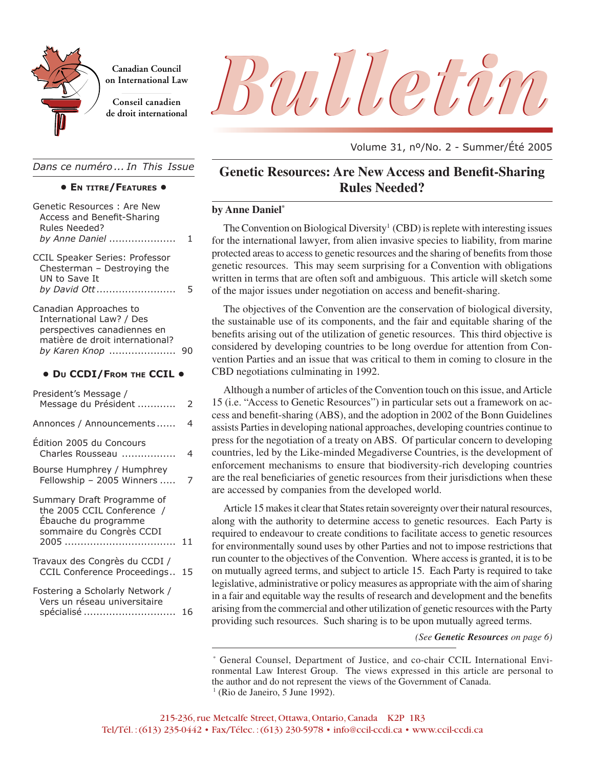Canadian Council on International Law

Conseil canadien de droit international

# Bulletin

Volume 31, nº/No. 2 - Summer/Été 2005

*Dans ce numéro ... In This Issue*

**• En titre/Features •**

Genetic Resources : Are New Access and Benefit-Sharing Rules Needed? *by Anne Daniel* ..................... 1

CCIL Speaker Series: Professor Chesterman – Destroying the UN to Save It *by David Ott* ......................... 5

Canadian Approaches to International Law? / Des perspectives canadiennes en matière de droit international? *by Karen Knop* ..................... 90

**• Du CCDI/From the CCIL •**

President's Message / Message du Président ............ 2

Annonces / Announcements ...... 4

Édition 2005 du Concours Charles Rousseau ................. 4

Bourse Humphrey / Humphrey Fellowship – 2005 Winners ..... 7

Summary Draft Programme of the 2005 CCIL Conference / Ébauche du programme sommaire du Congrès CCDI 2005 ................................... 11

Travaux des Congrès du CCDI / CCIL Conference Proceedings.. 15

Fostering a Scholarly Network / Vers un réseau universitaire spécialisé ............................. 16

## Genetic Resources: Are New Access and Benefit-Sharing Rules Needed?

**by Anne Daniel***

The Convention on Biological Diversity[1] (CBD) is replete with interesting issues for the international lawyer, from alien invasive species to liability, from marine protected areas to access to genetic resources and the sharing of benefits from those genetic resources. This may seem surprising for a Convention with obligations written in terms that are often soft and ambiguous. This article will sketch some of the major issues under negotiation on access and benefit-sharing.

The objectives of the Convention are the conservation of biological diversity, the sustainable use of its components, and the fair and equitable sharing of the benefits arising out of the utilization of genetic resources. This third objective is considered by developing countries to be long overdue for attention from Convention Parties and an issue that was critical to them in coming to closure in the CBD negotiations culminating in 1992.

Although a number of articles of the Convention touch on this issue, and Article 15 (i.e. "Access to Genetic Resources") in particular sets out a framework on access and benefit-sharing (ABS), and the adoption in 2002 of the Bonn Guidelines assists Parties in developing national approaches, developing countries continue to press for the negotiation of a treaty on ABS. Of particular concern to developing countries, led by the Like-minded Megadiverse Countries, is the development of enforcement mechanisms to ensure that biodiversity-rich developing countries are the real beneficiaries of genetic resources from their jurisdictions when these are accessed by companies from the developed world.

Article 15 makes it clear that States retain sovereignty over their natural resources, along with the authority to determine access to genetic resources. Each Party is required to endeavour to create conditions to facilitate access to genetic resources for environmentally sound uses by other Parties and not to impose restrictions that run counter to the objectives of the Convention. Where access is granted, it is to be on mutually agreed terms, and subject to article 15. Each Party is required to take legislative, administrative or policy measures as appropriate with the aim of sharing in a fair and equitable way the results of research and development and the benefits arising from the commercial and other utilization of genetic resources with the Party providing such resources. Such sharing is to be upon mutually agreed terms.

*(See **Genetic Resources** on page 6)*

* General Counsel, Department of Justice, and co-chair CCIL International Environmental Law Interest Group. The views expressed in this article are personal to the author and do not represent the views of the Government of Canada.

[1] (Rio de Janeiro, 5 June 1992).

215-236, rue Metcalfe Street, Ottawa, Ontario, Canada K2P 1R3
Tel/Tél. : (613) 235-0442 • Fax/Téléc. : (613) 230-5978 • info@ccil-ccdi.ca • www.ccil-ccdi.ca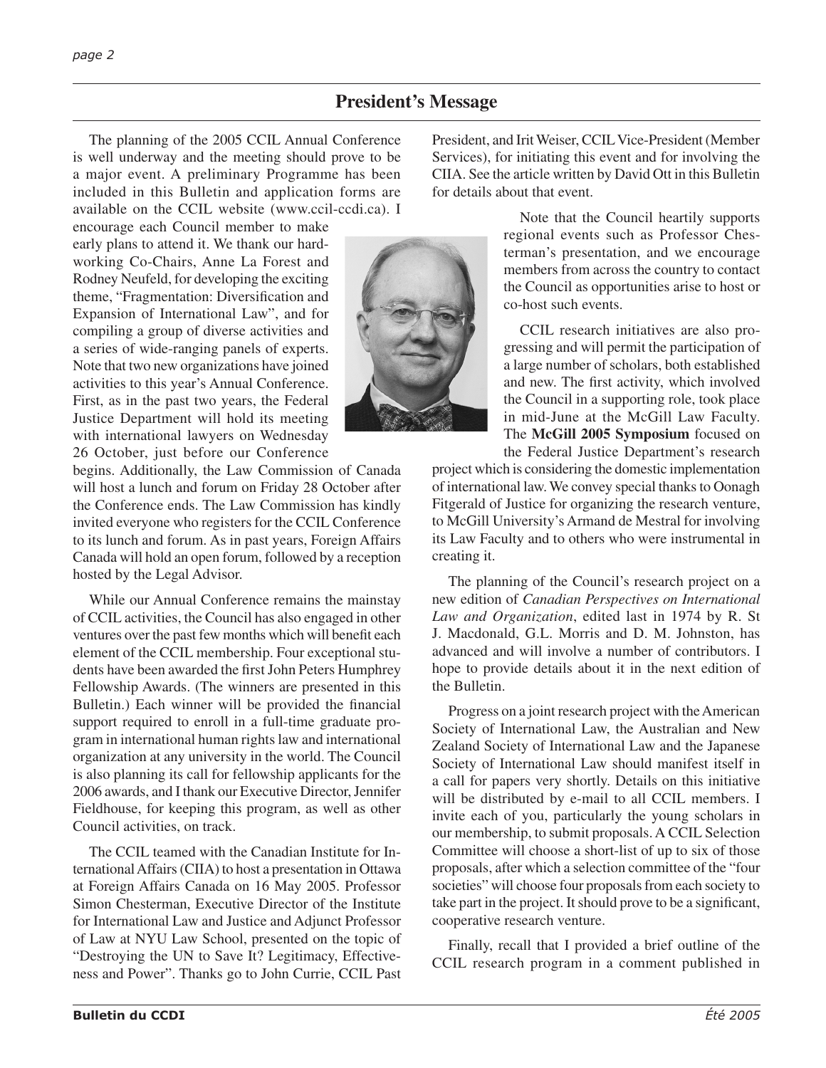## President's Message

The planning of the 2005 CCIL Annual Conference is well underway and the meeting should prove to be a major event. A preliminary Programme has been included in this Bulletin and application forms are available on the CCIL website (www.ccil-ccdi.ca). I encourage each Council member to make early plans to attend it. We thank our hard-working Co-Chairs, Anne La Forest and Rodney Neufeld, for developing the exciting theme, "Fragmentation: Diversification and Expansion of International Law", and for compiling a group of diverse activities and a series of wide-ranging panels of experts. Note that two new organizations have joined activities to this year's Annual Conference. First, as in the past two years, the Federal Justice Department will hold its meeting with international lawyers on Wednesday 26 October, just before our Conference begins. Additionally, the Law Commission of Canada will host a lunch and forum on Friday 28 October after the Conference ends. The Law Commission has kindly invited everyone who registers for the CCIL Conference to its lunch and forum. As in past years, Foreign Affairs Canada will hold an open forum, followed by a reception hosted by the Legal Advisor.

While our Annual Conference remains the mainstay of CCIL activities, the Council has also engaged in other ventures over the past few months which will benefit each element of the CCIL membership. Four exceptional students have been awarded the first John Peters Humphrey Fellowship Awards. (The winners are presented in this Bulletin.) Each winner will be provided the financial support required to enroll in a full-time graduate program in international human rights law and international organization at any university in the world. The Council is also planning its call for fellowship applicants for the 2006 awards, and I thank our Executive Director, Jennifer Fieldhouse, for keeping this program, as well as other Council activities, on track.

The CCIL teamed with the Canadian Institute for International Affairs (CIIA) to host a presentation in Ottawa at Foreign Affairs Canada on 16 May 2005. Professor Simon Chesterman, Executive Director of the Institute for International Law and Justice and Adjunct Professor of Law at NYU Law School, presented on the topic of "Destroying the UN to Save It? Legitimacy, Effectiveness and Power". Thanks go to John Currie, CCIL Past President, and Irit Weiser, CCIL Vice-President (Member Services), for initiating this event and for involving the CIIA. See the article written by David Ott in this Bulletin for details about that event.

Note that the Council heartily supports regional events such as Professor Chesterman's presentation, and we encourage members from across the country to contact the Council as opportunities arise to host or co-host such events.

CCIL research initiatives are also progressing and will permit the participation of a large number of scholars, both established and new. The first activity, which involved the Council in a supporting role, took place in mid-June at the McGill Law Faculty. The **McGill 2005 Symposium** focused on the Federal Justice Department's research project which is considering the domestic implementation of international law. We convey special thanks to Oonagh Fitgerald of Justice for organizing the research venture, to McGill University's Armand de Mestral for involving its Law Faculty and to others who were instrumental in creating it.

The planning of the Council's research project on a new edition of *Canadian Perspectives on International Law and Organization*, edited last in 1974 by R. St J. Macdonald, G.L. Morris and D. M. Johnston, has advanced and will involve a number of contributors. I hope to provide details about it in the next edition of the Bulletin.

Progress on a joint research project with the American Society of International Law, the Australian and New Zealand Society of International Law and the Japanese Society of International Law should manifest itself in a call for papers very shortly. Details on this initiative will be distributed by e-mail to all CCIL members. I invite each of you, particularly the young scholars in our membership, to submit proposals. A CCIL Selection Committee will choose a short-list of up to six of those proposals, after which a selection committee of the "four societies" will choose four proposals from each society to take part in the project. It should prove to be a significant, cooperative research venture.

Finally, recall that I provided a brief outline of the CCIL research program in a comment published in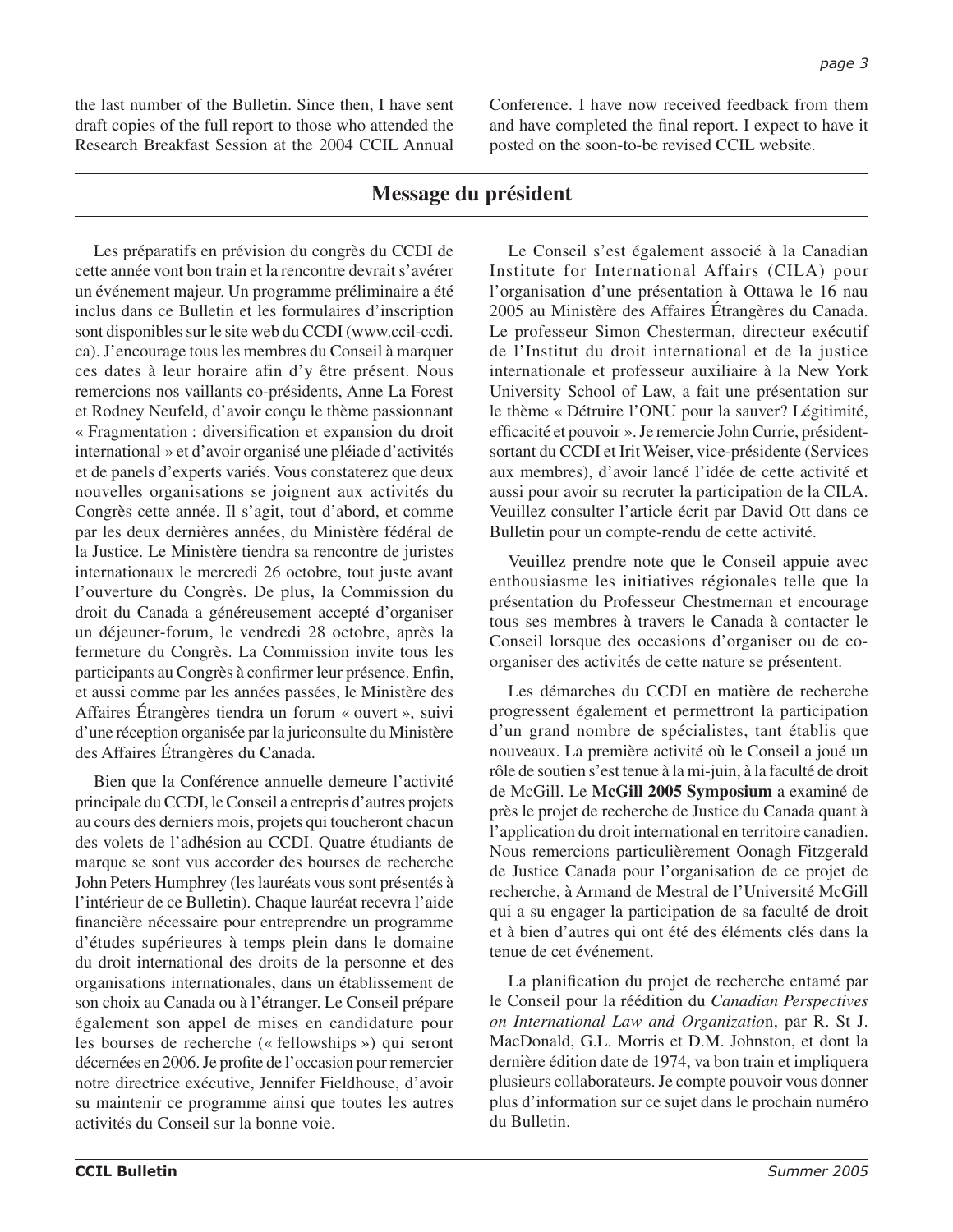the last number of the Bulletin. Since then, I have sent draft copies of the full report to those who attended the Research Breakfast Session at the 2004 CCIL Annual Conference. I have now received feedback from them and have completed the final report. I expect to have it posted on the soon-to-be revised CCIL website.

## Message du président

Les préparatifs en prévision du congrès du CCDI de cette année vont bon train et la rencontre devrait s'avérer un événement majeur. Un programme préliminaire a été inclus dans ce Bulletin et les formulaires d'inscription sont disponibles sur le site web du CCDI (www.ccil-ccdi.ca). J'encourage tous les membres du Conseil à marquer ces dates à leur horaire afin d'y être présent. Nous remercions nos vaillants co-présidents, Anne La Forest et Rodney Neufeld, d'avoir conçu le thème passionnant « Fragmentation : diversification et expansion du droit international » et d'avoir organisé une pléiade d'activités et de panels d'experts variés. Vous constaterez que deux nouvelles organisations se joignent aux activités du Congrès cette année. Il s'agit, tout d'abord, et comme par les deux dernières années, du Ministère fédéral de la Justice. Le Ministère tiendra sa rencontre de juristes internationaux le mercredi 26 octobre, tout juste avant l'ouverture du Congrès. De plus, la Commission du droit du Canada a généreusement accepté d'organiser un déjeuner-forum, le vendredi 28 octobre, après la fermeture du Congrès. La Commission invite tous les participants au Congrès à confirmer leur présence. Enfin, et aussi comme par les années passées, le Ministère des Affaires Étrangères tiendra un forum « ouvert », suivi d'une réception organisée par la juriconsulte du Ministère des Affaires Étrangères du Canada.

Bien que la Conférence annuelle demeure l'activité principale du CCDI, le Conseil a entrepris d'autres projets au cours des derniers mois, projets qui toucheront chacun des volets de l'adhésion au CCDI. Quatre étudiants de marque se sont vus accorder des bourses de recherche John Peters Humphrey (les lauréats vous sont présentés à l'intérieur de ce Bulletin). Chaque lauréat recevra l'aide financière nécessaire pour entreprendre un programme d'études supérieures à temps plein dans le domaine du droit international des droits de la personne et des organisations internationales, dans un établissement de son choix au Canada ou à l'étranger. Le Conseil prépare également son appel de mises en candidature pour les bourses de recherche (« fellowships ») qui seront décernées en 2006. Je profite de l'occasion pour remercier notre directrice exécutive, Jennifer Fieldhouse, d'avoir su maintenir ce programme ainsi que toutes les autres activités du Conseil sur la bonne voie.

Le Conseil s'est également associé à la Canadian Institute for International Affairs (CILA) pour l'organisation d'une présentation à Ottawa le 16 nau 2005 au Ministère des Affaires Étrangères du Canada. Le professeur Simon Chesterman, directeur exécutif de l'Institut du droit international et de la justice internationale et professeur auxiliaire à la New York University School of Law, a fait une présentation sur le thème « Détruire l'ONU pour la sauver? Légitimité, efficacité et pouvoir ». Je remercie John Currie, président-sortant du CCDI et Irit Weiser, vice-présidente (Services aux membres), d'avoir lancé l'idée de cette activité et aussi pour avoir su recruter la participation de la CILA. Veuillez consulter l'article écrit par David Ott dans ce Bulletin pour un compte-rendu de cette activité.

Veuillez prendre note que le Conseil appuie avec enthousiasme les initiatives régionales telle que la présentation du Professeur Chestmernan et encourage tous ses membres à travers le Canada à contacter le Conseil lorsque des occasions d'organiser ou de co-organiser des activités de cette nature se présentent.

Les démarches du CCDI en matière de recherche progressent également et permettront la participation d'un grand nombre de spécialistes, tant établis que nouveaux. La première activité où le Conseil a joué un rôle de soutien s'est tenue à la mi-juin, à la faculté de droit de McGill. Le **McGill 2005 Symposium** a examiné de près le projet de recherche de Justice du Canada quant à l'application du droit international en territoire canadien. Nous remercions particulièrement Oonagh Fitzgerald de Justice Canada pour l'organisation de ce projet de recherche, à Armand de Mestral de l'Université McGill qui a su engager la participation de sa faculté de droit et à bien d'autres qui ont été des éléments clés dans la tenue de cet événement.

La planification du projet de recherche entamé par le Conseil pour la réédition du *Canadian Perspectives on International Law and Organizatio*n, par R. St J. MacDonald, G.L. Morris et D.M. Johnston, et dont la dernière édition date de 1974, va bon train et impliquera plusieurs collaborateurs. Je compte pouvoir vous donner plus d'information sur ce sujet dans le prochain numéro du Bulletin.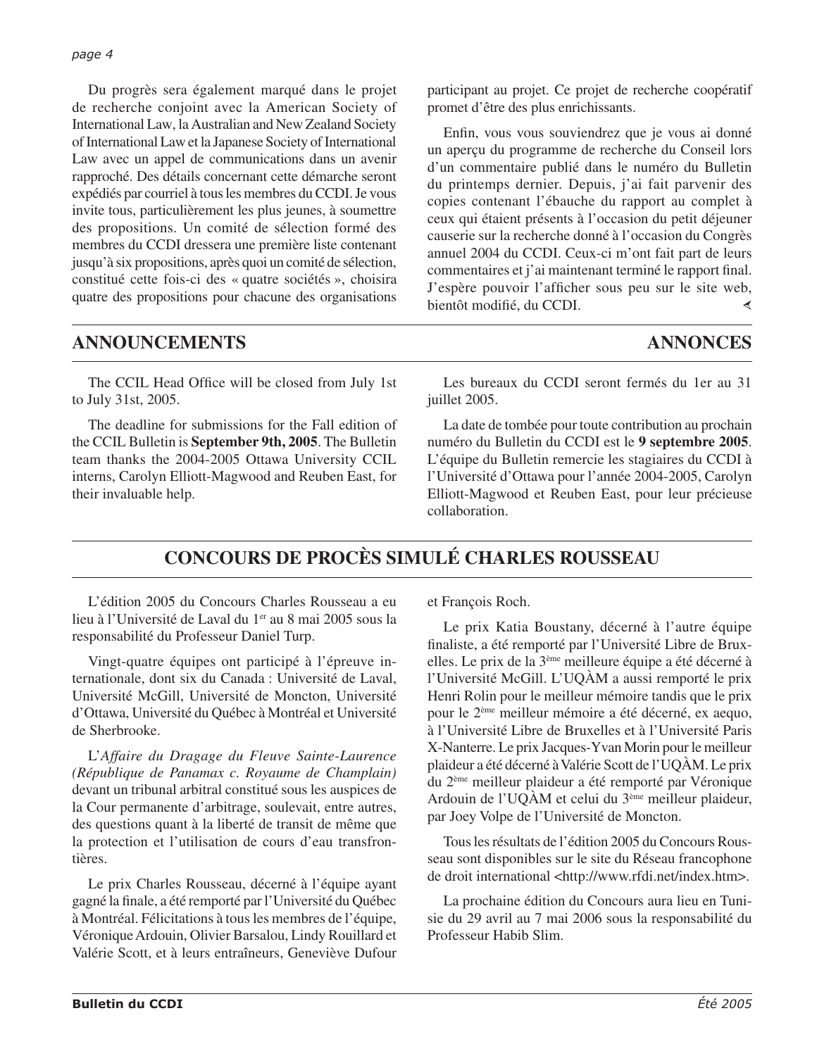Du progrès sera également marqué dans le projet de recherche conjoint avec la American Society of International Law, la Australian and New Zealand Society of International Law et la Japanese Society of International Law avec un appel de communications dans un avenir rapproché. Des détails concernant cette démarche seront expédiés par courriel à tous les membres du CCDI. Je vous invite tous, particulièrement les plus jeunes, à soumettre des propositions. Un comité de sélection formé des membres du CCDI dressera une première liste contenant jusqu'à six propositions, après quoi un comité de sélection, constitué cette fois-ci des « quatre sociétés », choisira quatre des propositions pour chacune des organisations participant au projet. Ce projet de recherche coopératif promet d'être des plus enrichissants.

Enfin, vous vous souviendrez que je vous ai donné un aperçu du programme de recherche du Conseil lors d'un commentaire publié dans le numéro du Bulletin du printemps dernier. Depuis, j'ai fait parvenir des copies contenant l'ébauche du rapport au complet à ceux qui étaient présents à l'occasion du petit déjeuner causerie sur la recherche donné à l'occasion du Congrès annuel 2004 du CCDI. Ceux-ci m'ont fait part de leurs commentaires et j'ai maintenant terminé le rapport final. J'espère pouvoir l'afficher sous peu sur le site web, bientôt modifié, du CCDI.

## ANNOUNCEMENTS

The CCIL Head Office will be closed from July 1st to July 31st, 2005.

The deadline for submissions for the Fall edition of the CCIL Bulletin is **September 9th, 2005**. The Bulletin team thanks the 2004-2005 Ottawa University CCIL interns, Carolyn Elliott-Magwood and Reuben East, for their invaluable help.

## ANNONCES

Les bureaux du CCDI seront fermés du 1er au 31 juillet 2005.

La date de tombée pour toute contribution au prochain numéro du Bulletin du CCDI est le **9 septembre 2005**. L'équipe du Bulletin remercie les stagiaires du CCDI à l'Université d'Ottawa pour l'année 2004-2005, Carolyn Elliott-Magwood et Reuben East, pour leur précieuse collaboration.

## CONCOURS DE PROCÈS SIMULÉ CHARLES ROUSSEAU

L'édition 2005 du Concours Charles Rousseau a eu lieu à l'Université de Laval du 1er au 8 mai 2005 sous la responsabilité du Professeur Daniel Turp.

Vingt-quatre équipes ont participé à l'épreuve internationale, dont six du Canada : Université de Laval, Université McGill, Université de Moncton, Université d'Ottawa, Université du Québec à Montréal et Université de Sherbrooke.

L'*Affaire du Dragage du Fleuve Sainte-Laurence (République de Panamax c. Royaume de Champlain)* devant un tribunal arbitral constitué sous les auspices de la Cour permanente d'arbitrage, soulevait, entre autres, des questions quant à la liberté de transit de même que la protection et l'utilisation de cours d'eau transfrontières.

Le prix Charles Rousseau, décerné à l'équipe ayant gagné la finale, a été remporté par l'Université du Québec à Montréal. Félicitations à tous les membres de l'équipe, Véronique Ardouin, Olivier Barsalou, Lindy Rouillard et Valérie Scott, et à leurs entraîneurs, Geneviève Dufour et François Roch.

Le prix Katia Boustany, décerné à l'autre équipe finaliste, a été remporté par l'Université Libre de Bruxelles. Le prix de la 3ème meilleure équipe a été décerné à l'Université McGill. L'UQÀM a aussi remporté le prix Henri Rolin pour le meilleur mémoire tandis que le prix pour le 2ème meilleur mémoire a été décerné, ex aequo, à l'Université Libre de Bruxelles et à l'Université Paris X-Nanterre. Le prix Jacques-Yvan Morin pour le meilleur plaideur a été décerné à Valérie Scott de l'UQÀM. Le prix du 2ème meilleur plaideur a été remporté par Véronique Ardouin de l'UQÀM et celui du 3ème meilleur plaideur, par Joey Volpe de l'Université de Moncton.

Tous les résultats de l'édition 2005 du Concours Rousseau sont disponibles sur le site du Réseau francophone de droit international <http://www.rfdi.net/index.htm>.

La prochaine édition du Concours aura lieu en Tunisie du 29 avril au 7 mai 2006 sous la responsabilité du Professeur Habib Slim.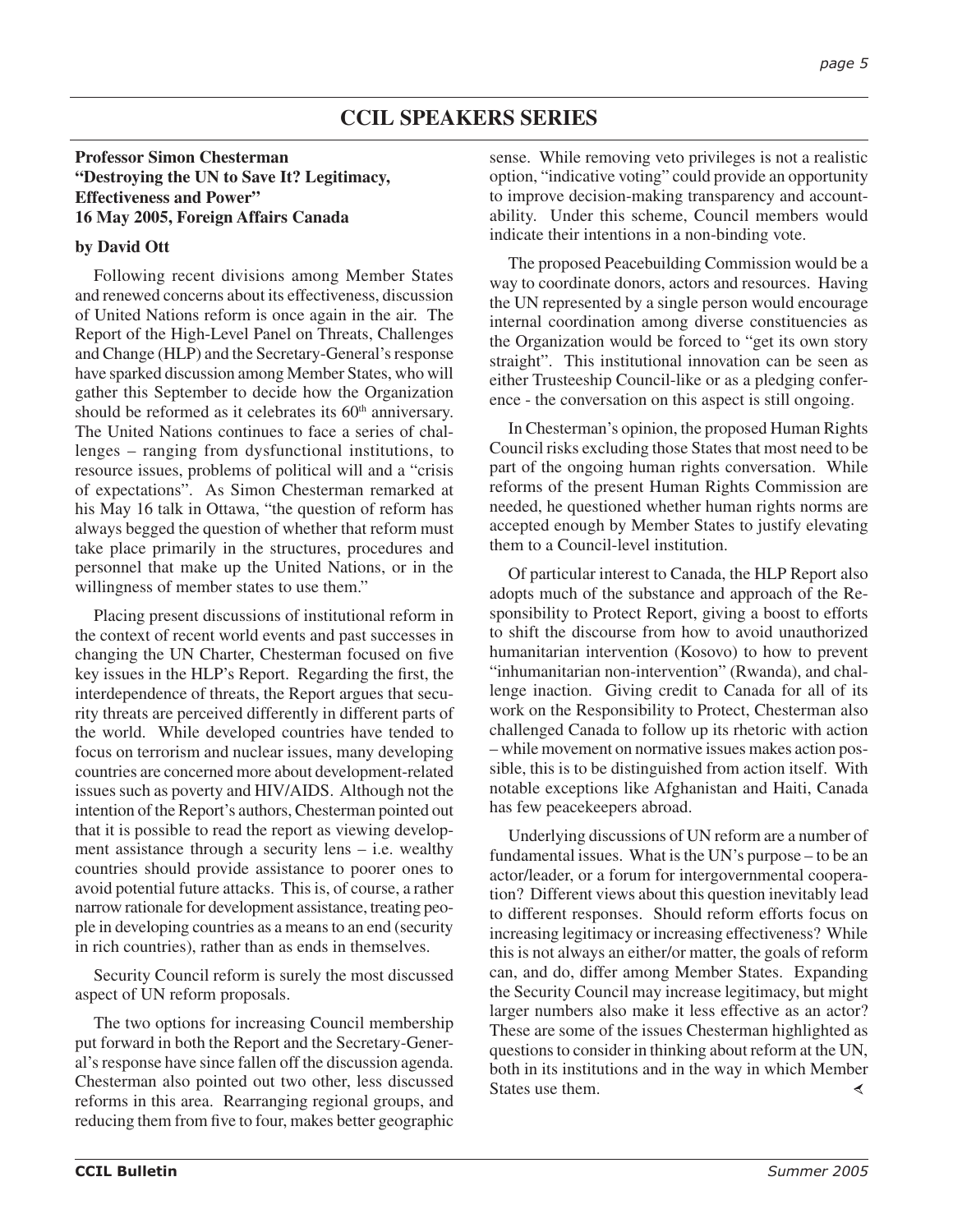# CCIL SPEAKERS SERIES

**Professor Simon Chesterman**
**"Destroying the UN to Save It? Legitimacy, Effectiveness and Power"**
**16 May 2005, Foreign Affairs Canada**

**by David Ott**

Following recent divisions among Member States and renewed concerns about its effectiveness, discussion of United Nations reform is once again in the air. The Report of the High-Level Panel on Threats, Challenges and Change (HLP) and the Secretary-General's response have sparked discussion among Member States, who will gather this September to decide how the Organization should be reformed as it celebrates its 60th anniversary. The United Nations continues to face a series of challenges – ranging from dysfunctional institutions, to resource issues, problems of political will and a "crisis of expectations". As Simon Chesterman remarked at his May 16 talk in Ottawa, "the question of reform has always begged the question of whether that reform must take place primarily in the structures, procedures and personnel that make up the United Nations, or in the willingness of member states to use them."

Placing present discussions of institutional reform in the context of recent world events and past successes in changing the UN Charter, Chesterman focused on five key issues in the HLP's Report. Regarding the first, the interdependence of threats, the Report argues that security threats are perceived differently in different parts of the world. While developed countries have tended to focus on terrorism and nuclear issues, many developing countries are concerned more about development-related issues such as poverty and HIV/AIDS. Although not the intention of the Report's authors, Chesterman pointed out that it is possible to read the report as viewing development assistance through a security lens – i.e. wealthy countries should provide assistance to poorer ones to avoid potential future attacks. This is, of course, a rather narrow rationale for development assistance, treating people in developing countries as a means to an end (security in rich countries), rather than as ends in themselves.

Security Council reform is surely the most discussed aspect of UN reform proposals.

The two options for increasing Council membership put forward in both the Report and the Secretary-General's response have since fallen off the discussion agenda. Chesterman also pointed out two other, less discussed reforms in this area. Rearranging regional groups, and reducing them from five to four, makes better geographic sense. While removing veto privileges is not a realistic option, "indicative voting" could provide an opportunity to improve decision-making transparency and accountability. Under this scheme, Council members would indicate their intentions in a non-binding vote.

The proposed Peacebuilding Commission would be a way to coordinate donors, actors and resources. Having the UN represented by a single person would encourage internal coordination among diverse constituencies as the Organization would be forced to "get its own story straight". This institutional innovation can be seen as either Trusteeship Council-like or as a pledging conference - the conversation on this aspect is still ongoing.

In Chesterman's opinion, the proposed Human Rights Council risks excluding those States that most need to be part of the ongoing human rights conversation. While reforms of the present Human Rights Commission are needed, he questioned whether human rights norms are accepted enough by Member States to justify elevating them to a Council-level institution.

Of particular interest to Canada, the HLP Report also adopts much of the substance and approach of the Responsibility to Protect Report, giving a boost to efforts to shift the discourse from how to avoid unauthorized humanitarian intervention (Kosovo) to how to prevent "inhumanitarian non-intervention" (Rwanda), and challenge inaction. Giving credit to Canada for all of its work on the Responsibility to Protect, Chesterman also challenged Canada to follow up its rhetoric with action – while movement on normative issues makes action possible, this is to be distinguished from action itself. With notable exceptions like Afghanistan and Haiti, Canada has few peacekeepers abroad.

Underlying discussions of UN reform are a number of fundamental issues. What is the UN's purpose – to be an actor/leader, or a forum for intergovernmental cooperation? Different views about this question inevitably lead to different responses. Should reform efforts focus on increasing legitimacy or increasing effectiveness? While this is not always an either/or matter, the goals of reform can, and do, differ among Member States. Expanding the Security Council may increase legitimacy, but might larger numbers also make it less effective as an actor? These are some of the issues Chesterman highlighted as questions to consider in thinking about reform at the UN, both in its institutions and in the way in which Member States use them.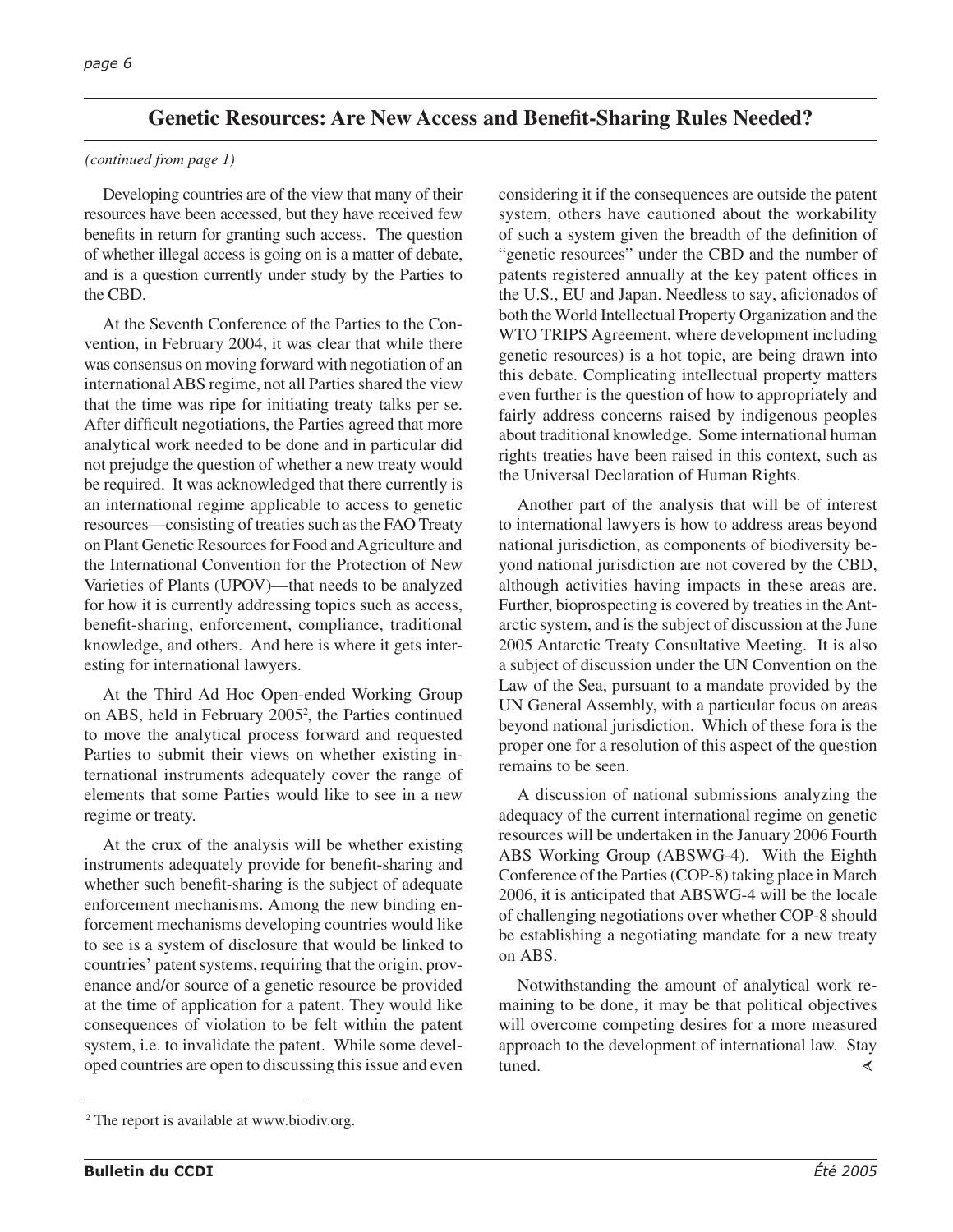## Genetic Resources: Are New Access and Benefit-Sharing Rules Needed?

*(continued from page 1)*

Developing countries are of the view that many of their resources have been accessed, but they have received few benefits in return for granting such access. The question of whether illegal access is going on is a matter of debate, and is a question currently under study by the Parties to the CBD.

At the Seventh Conference of the Parties to the Convention, in February 2004, it was clear that while there was consensus on moving forward with negotiation of an international ABS regime, not all Parties shared the view that the time was ripe for initiating treaty talks per se. After difficult negotiations, the Parties agreed that more analytical work needed to be done and in particular did not prejudge the question of whether a new treaty would be required. It was acknowledged that there currently is an international regime applicable to access to genetic resources—consisting of treaties such as the FAO Treaty on Plant Genetic Resources for Food and Agriculture and the International Convention for the Protection of New Varieties of Plants (UPOV)—that needs to be analyzed for how it is currently addressing topics such as access, benefit-sharing, enforcement, compliance, traditional knowledge, and others. And here is where it gets interesting for international lawyers.

At the Third Ad Hoc Open-ended Working Group on ABS, held in February 2005[2], the Parties continued to move the analytical process forward and requested Parties to submit their views on whether existing international instruments adequately cover the range of elements that some Parties would like to see in a new regime or treaty.

At the crux of the analysis will be whether existing instruments adequately provide for benefit-sharing and whether such benefit-sharing is the subject of adequate enforcement mechanisms. Among the new binding enforcement mechanisms developing countries would like to see is a system of disclosure that would be linked to countries' patent systems, requiring that the origin, provenance and/or source of a genetic resource be provided at the time of application for a patent. They would like consequences of violation to be felt within the patent system, i.e. to invalidate the patent. While some developed countries are open to discussing this issue and even considering it if the consequences are outside the patent system, others have cautioned about the workability of such a system given the breadth of the definition of "genetic resources" under the CBD and the number of patents registered annually at the key patent offices in the U.S., EU and Japan. Needless to say, aficionados of both the World Intellectual Property Organization and the WTO TRIPS Agreement, where development including genetic resources) is a hot topic, are being drawn into this debate. Complicating intellectual property matters even further is the question of how to appropriately and fairly address concerns raised by indigenous peoples about traditional knowledge. Some international human rights treaties have been raised in this context, such as the Universal Declaration of Human Rights.

Another part of the analysis that will be of interest to international lawyers is how to address areas beyond national jurisdiction, as components of biodiversity beyond national jurisdiction are not covered by the CBD, although activities having impacts in these areas are. Further, bioprospecting is covered by treaties in the Antarctic system, and is the subject of discussion at the June 2005 Antarctic Treaty Consultative Meeting. It is also a subject of discussion under the UN Convention on the Law of the Sea, pursuant to a mandate provided by the UN General Assembly, with a particular focus on areas beyond national jurisdiction. Which of these fora is the proper one for a resolution of this aspect of the question remains to be seen.

A discussion of national submissions analyzing the adequacy of the current international regime on genetic resources will be undertaken in the January 2006 Fourth ABS Working Group (ABSWG-4). With the Eighth Conference of the Parties (COP-8) taking place in March 2006, it is anticipated that ABSWG-4 will be the locale of challenging negotiations over whether COP-8 should be establishing a negotiating mandate for a new treaty on ABS.

Notwithstanding the amount of analytical work remaining to be done, it may be that political objectives will overcome competing desires for a more measured approach to the development of international law. Stay tuned.

---

[2] The report is available at www.biodiv.org.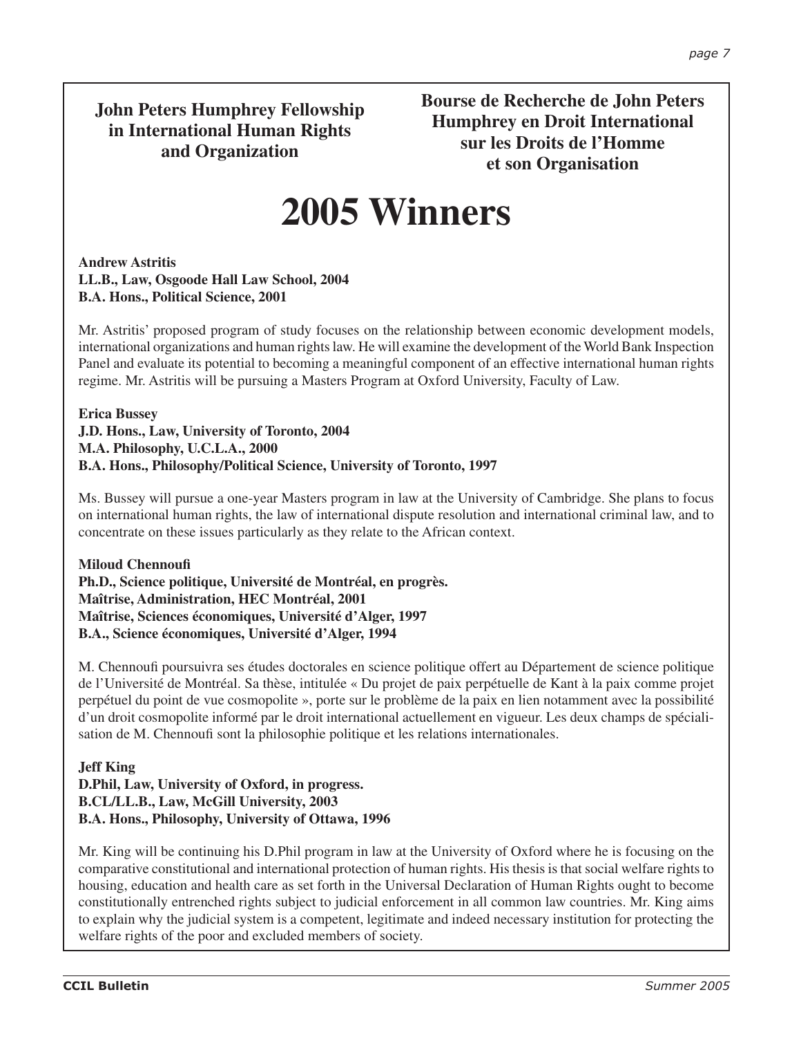**John Peters Humphrey Fellowship in International Human Rights and Organization**

**Bourse de Recherche de John Peters Humphrey en Droit International sur les Droits de l'Homme et son Organisation**

# 2005 Winners

**Andrew Astritis**
**LL.B., Law, Osgoode Hall Law School, 2004**
**B.A. Hons., Political Science, 2001**

Mr. Astritis' proposed program of study focuses on the relationship between economic development models, international organizations and human rights law. He will examine the development of the World Bank Inspection Panel and evaluate its potential to becoming a meaningful component of an effective international human rights regime. Mr. Astritis will be pursuing a Masters Program at Oxford University, Faculty of Law.

**Erica Bussey**
**J.D. Hons., Law, University of Toronto, 2004**
**M.A. Philosophy, U.C.L.A., 2000**
**B.A. Hons., Philosophy/Political Science, University of Toronto, 1997**

Ms. Bussey will pursue a one-year Masters program in law at the University of Cambridge. She plans to focus on international human rights, the law of international dispute resolution and international criminal law, and to concentrate on these issues particularly as they relate to the African context.

**Miloud Chennoufi**
**Ph.D., Science politique, Université de Montréal, en progrès.**
**Maîtrise, Administration, HEC Montréal, 2001**
**Maîtrise, Sciences économiques, Université d'Alger, 1997**
**B.A., Science économiques, Université d'Alger, 1994**

M. Chennoufi poursuivra ses études doctorales en science politique offert au Département de science politique de l'Université de Montréal. Sa thèse, intitulée « Du projet de paix perpétuelle de Kant à la paix comme projet perpétuel du point de vue cosmopolite », porte sur le problème de la paix en lien notamment avec la possibilité d'un droit cosmopolite informé par le droit international actuellement en vigueur. Les deux champs de spécialisation de M. Chennoufi sont la philosophie politique et les relations internationales.

**Jeff King**
**D.Phil, Law, University of Oxford, in progress.**
**B.CL/LL.B., Law, McGill University, 2003**
**B.A. Hons., Philosophy, University of Ottawa, 1996**

Mr. King will be continuing his D.Phil program in law at the University of Oxford where he is focusing on the comparative constitutional and international protection of human rights. His thesis is that social welfare rights to housing, education and health care as set forth in the Universal Declaration of Human Rights ought to become constitutionally entrenched rights subject to judicial enforcement in all common law countries. Mr. King aims to explain why the judicial system is a competent, legitimate and indeed necessary institution for protecting the welfare rights of the poor and excluded members of society.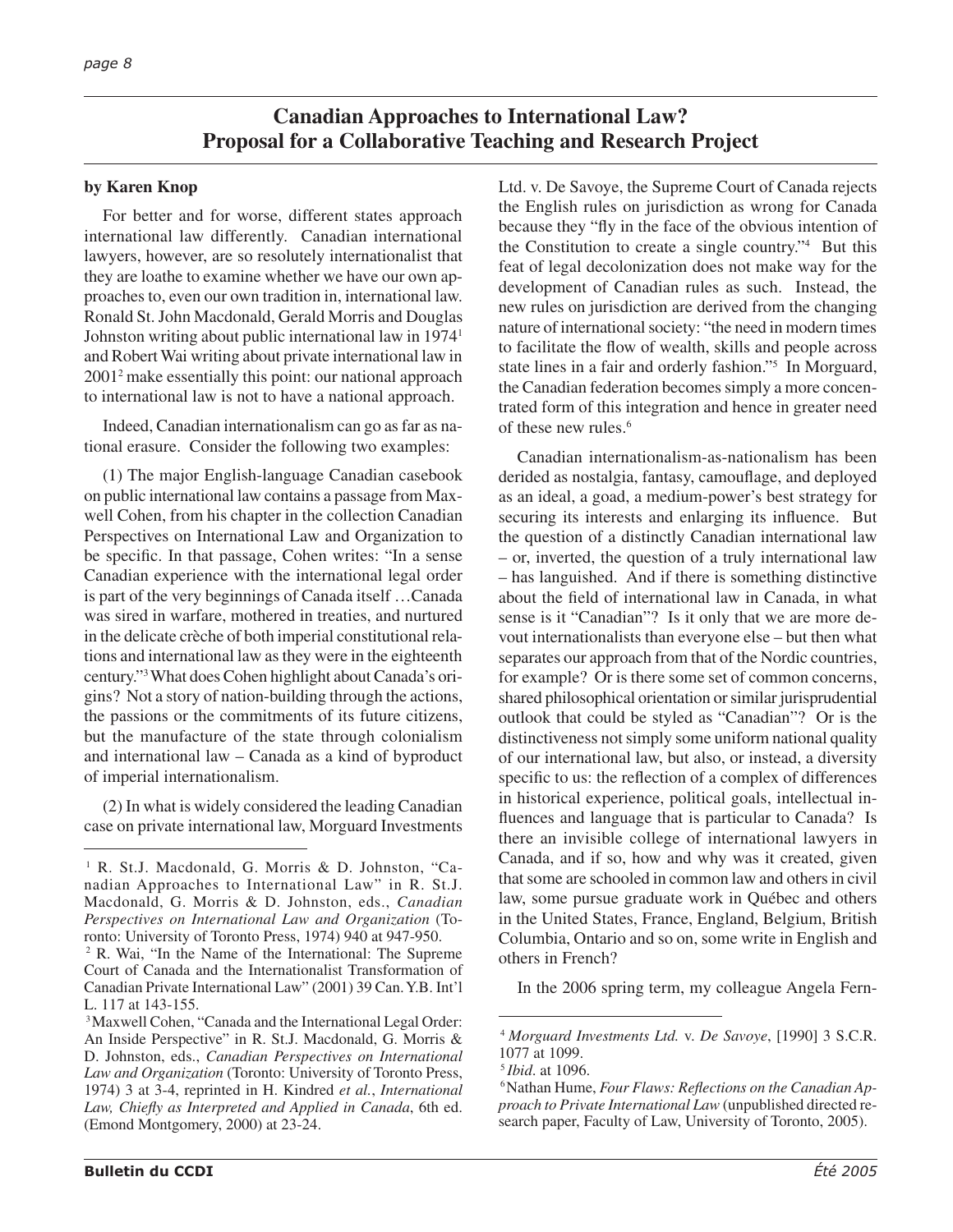# Canadian Approaches to International Law? Proposal for a Collaborative Teaching and Research Project

**by Karen Knop**

For better and for worse, different states approach international law differently. Canadian international lawyers, however, are so resolutely internationalist that they are loathe to examine whether we have our own approaches to, even our own tradition in, international law. Ronald St. John Macdonald, Gerald Morris and Douglas Johnston writing about public international law in 1974[1] and Robert Wai writing about private international law in 2001[2] make essentially this point: our national approach to international law is not to have a national approach.

Indeed, Canadian internationalism can go as far as national erasure. Consider the following two examples:

(1) The major English-language Canadian casebook on public international law contains a passage from Maxwell Cohen, from his chapter in the collection Canadian Perspectives on International Law and Organization to be specific. In that passage, Cohen writes: "In a sense Canadian experience with the international legal order is part of the very beginnings of Canada itself …Canada was sired in warfare, mothered in treaties, and nurtured in the delicate crèche of both imperial constitutional relations and international law as they were in the eighteenth century."[3] What does Cohen highlight about Canada's origins? Not a story of nation-building through the actions, the passions or the commitments of its future citizens, but the manufacture of the state through colonialism and international law – Canada as a kind of byproduct of imperial internationalism.

(2) In what is widely considered the leading Canadian case on private international law, Morguard Investments Ltd. v. De Savoye, the Supreme Court of Canada rejects the English rules on jurisdiction as wrong for Canada because they "fly in the face of the obvious intention of the Constitution to create a single country."[4] But this feat of legal decolonization does not make way for the development of Canadian rules as such. Instead, the new rules on jurisdiction are derived from the changing nature of international society: "the need in modern times to facilitate the flow of wealth, skills and people across state lines in a fair and orderly fashion."[5] In Morguard, the Canadian federation becomes simply a more concentrated form of this integration and hence in greater need of these new rules.[6]

Canadian internationalism-as-nationalism has been derided as nostalgia, fantasy, camouflage, and deployed as an ideal, a goad, a medium-power's best strategy for securing its interests and enlarging its influence. But the question of a distinctly Canadian international law – or, inverted, the question of a truly international law – has languished. And if there is something distinctive about the field of international law in Canada, in what sense is it "Canadian"? Is it only that we are more devout internationalists than everyone else – but then what separates our approach from that of the Nordic countries, for example? Or is there some set of common concerns, shared philosophical orientation or similar jurisprudential outlook that could be styled as "Canadian"? Or is the distinctiveness not simply some uniform national quality of our international law, but also, or instead, a diversity specific to us: the reflection of a complex of differences in historical experience, political goals, intellectual influences and language that is particular to Canada? Is there an invisible college of international lawyers in Canada, and if so, how and why was it created, given that some are schooled in common law and others in civil law, some pursue graduate work in Québec and others in the United States, France, England, Belgium, British Columbia, Ontario and so on, some write in English and others in French?

In the 2006 spring term, my colleague Angela Fern-

---

[1] R. St.J. Macdonald, G. Morris & D. Johnston, "Canadian Approaches to International Law" in R. St.J. Macdonald, G. Morris & D. Johnston, eds., *Canadian Perspectives on International Law and Organization* (Toronto: University of Toronto Press, 1974) 940 at 947-950.

[2] R. Wai, "In the Name of the International: The Supreme Court of Canada and the Internationalist Transformation of Canadian Private International Law" (2001) 39 Can. Y.B. Int'l L. 117 at 143-155.

[3] Maxwell Cohen, "Canada and the International Legal Order: An Inside Perspective" in R. St.J. Macdonald, G. Morris & D. Johnston, eds., *Canadian Perspectives on International Law and Organization* (Toronto: University of Toronto Press, 1974) 3 at 3-4, reprinted in H. Kindred *et al.*, *International Law, Chiefly as Interpreted and Applied in Canada*, 6th ed. (Emond Montgomery, 2000) at 23-24.

[4] *Morguard Investments Ltd.* v. *De Savoye*, [1990] 3 S.C.R. 1077 at 1099.

[5] *Ibid*. at 1096.

[6] Nathan Hume, *Four Flaws: Reflections on the Canadian Approach to Private International Law* (unpublished directed research paper, Faculty of Law, University of Toronto, 2005).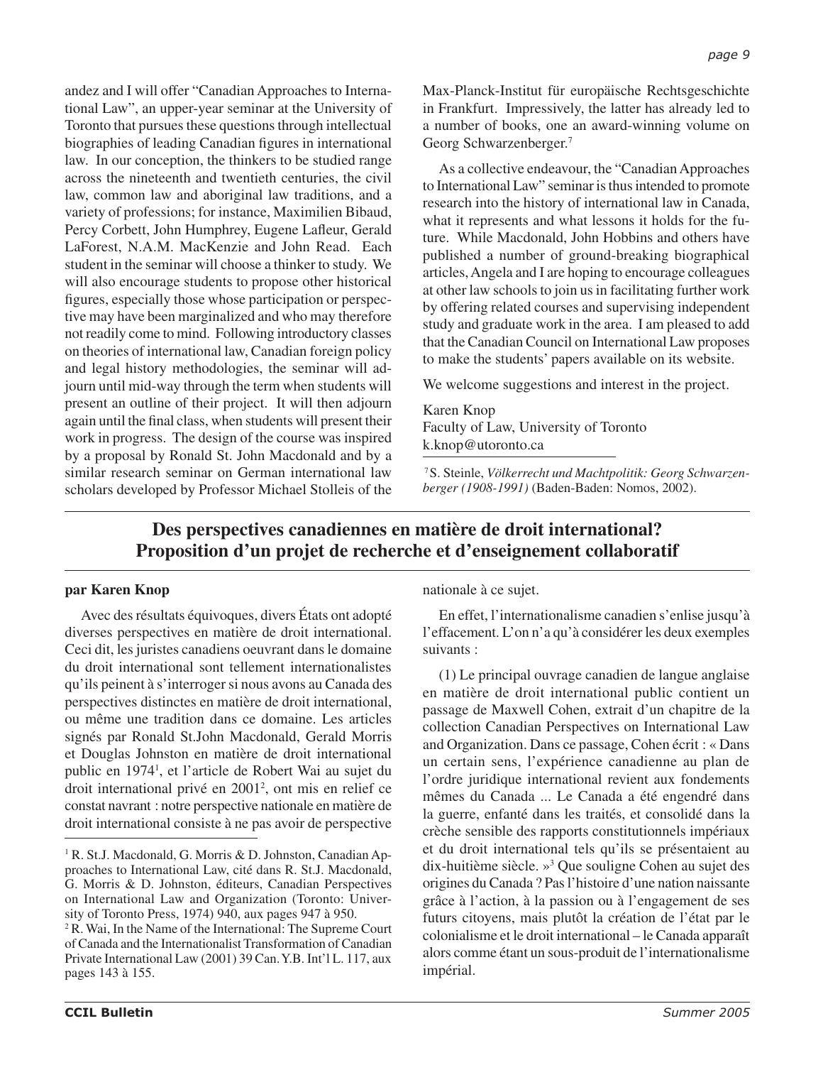andez and I will offer "Canadian Approaches to International Law", an upper-year seminar at the University of Toronto that pursues these questions through intellectual biographies of leading Canadian figures in international law. In our conception, the thinkers to be studied range across the nineteenth and twentieth centuries, the civil law, common law and aboriginal law traditions, and a variety of professions; for instance, Maximilien Bibaud, Percy Corbett, John Humphrey, Eugene Lafleur, Gerald LaForest, N.A.M. MacKenzie and John Read. Each student in the seminar will choose a thinker to study. We will also encourage students to propose other historical figures, especially those whose participation or perspective may have been marginalized and who may therefore not readily come to mind. Following introductory classes on theories of international law, Canadian foreign policy and legal history methodologies, the seminar will adjourn until mid-way through the term when students will present an outline of their project. It will then adjourn again until the final class, when students will present their work in progress. The design of the course was inspired by a proposal by Ronald St. John Macdonald and by a similar research seminar on German international law scholars developed by Professor Michael Stolleis of the Max-Planck-Institut für europäische Rechtsgeschichte in Frankfurt. Impressively, the latter has already led to a number of books, one an award-winning volume on Georg Schwarzenberger.[7]

As a collective endeavour, the "Canadian Approaches to International Law" seminar is thus intended to promote research into the history of international law in Canada, what it represents and what lessons it holds for the future. While Macdonald, John Hobbins and others have published a number of ground-breaking biographical articles, Angela and I are hoping to encourage colleagues at other law schools to join us in facilitating further work by offering related courses and supervising independent study and graduate work in the area. I am pleased to add that the Canadian Council on International Law proposes to make the students' papers available on its website.

We welcome suggestions and interest in the project.

Karen Knop
Faculty of Law, University of Toronto
k.knop@utoronto.ca

[7] S. Steinle, *Völkerrecht und Machtpolitik: Georg Schwarzenberger (1908-1991)* (Baden-Baden: Nomos, 2002).

## Des perspectives canadiennes en matière de droit international? Proposition d'un projet de recherche et d'enseignement collaboratif

**par Karen Knop**

Avec des résultats équivoques, divers États ont adopté diverses perspectives en matière de droit international. Ceci dit, les juristes canadiens oeuvrant dans le domaine du droit international sont tellement internationalistes qu'ils peinent à s'interroger si nous avons au Canada des perspectives distinctes en matière de droit international, ou même une tradition dans ce domaine. Les articles signés par Ronald St.John Macdonald, Gerald Morris et Douglas Johnston en matière de droit international public en 1974[1], et l'article de Robert Wai au sujet du droit international privé en 2001[2], ont mis en relief ce constat navrant : notre perspective nationale en matière de droit international consiste à ne pas avoir de perspective nationale à ce sujet.

En effet, l'internationalisme canadien s'enlise jusqu'à l'effacement. L'on n'a qu'à considérer les deux exemples suivants :

(1) Le principal ouvrage canadien de langue anglaise en matière de droit international public contient un passage de Maxwell Cohen, extrait d'un chapitre de la collection Canadian Perspectives on International Law and Organization. Dans ce passage, Cohen écrit : « Dans un certain sens, l'expérience canadienne au plan de l'ordre juridique international revient aux fondements mêmes du Canada ... Le Canada a été engendré dans la guerre, enfanté dans les traités, et consolidé dans la crèche sensible des rapports constitutionnels impériaux et du droit international tels qu'ils se présentaient au dix-huitième siècle. »[3] Que souligne Cohen au sujet des origines du Canada ? Pas l'histoire d'une nation naissante grâce à l'action, à la passion ou à l'engagement de ses futurs citoyens, mais plutôt la création de l'état par le colonialisme et le droit international – le Canada apparaît alors comme étant un sous-produit de l'internationalisme impérial.

[1] R. St.J. Macdonald, G. Morris & D. Johnston, Canadian Approaches to International Law, cité dans R. St.J. Macdonald, G. Morris & D. Johnston, éditeurs, Canadian Perspectives on International Law and Organization (Toronto: University of Toronto Press, 1974) 940, aux pages 947 à 950.

[2] R. Wai, In the Name of the International: The Supreme Court of Canada and the Internationalist Transformation of Canadian Private International Law (2001) 39 Can.Y.B. Int'l L. 117, aux pages 143 à 155.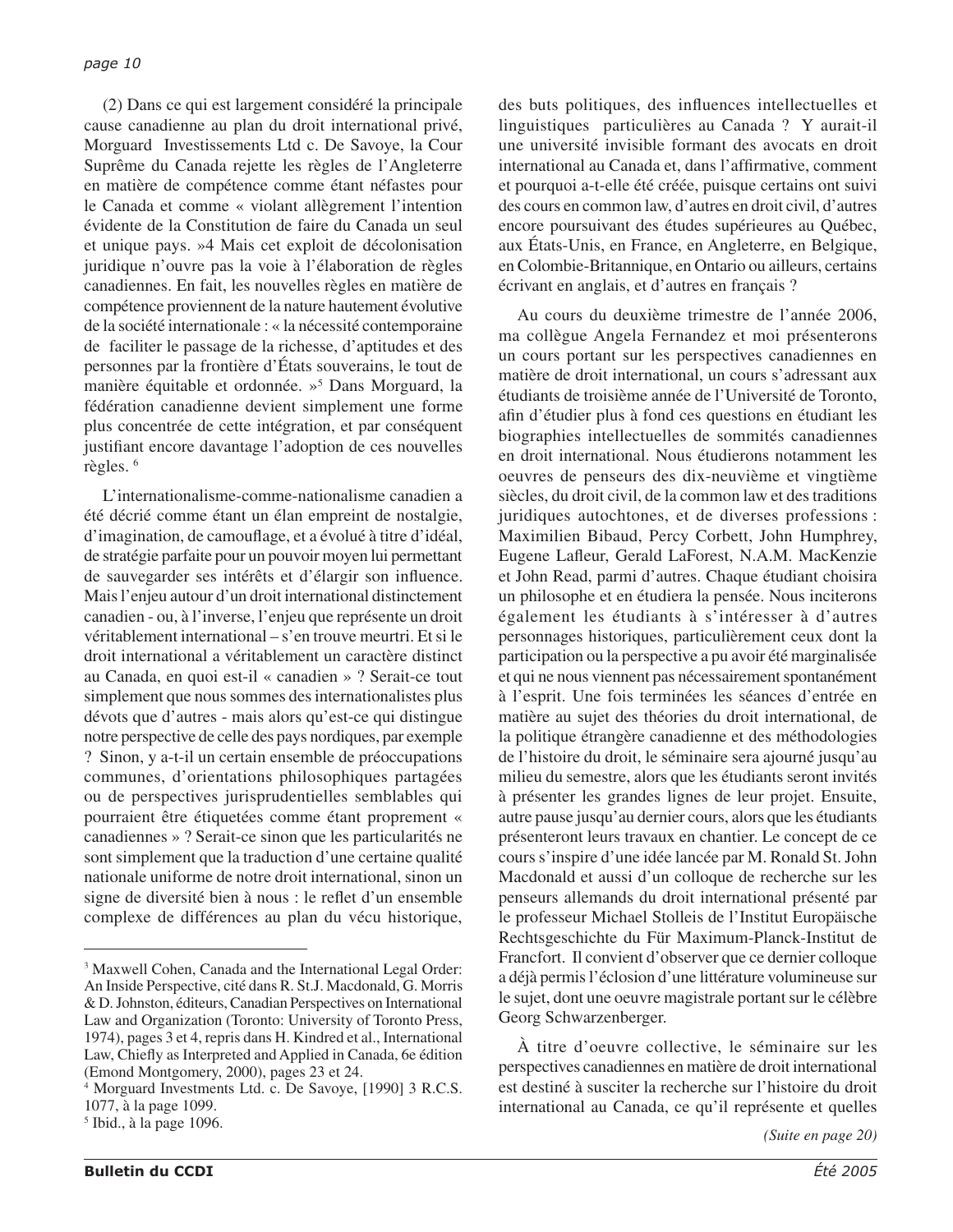(2) Dans ce qui est largement considéré la principale cause canadienne au plan du droit international privé, Morguard Investissements Ltd c. De Savoye, la Cour Suprême du Canada rejette les règles de l'Angleterre en matière de compétence comme étant néfastes pour le Canada et comme « violant allègrement l'intention évidente de la Constitution de faire du Canada un seul et unique pays. »4 Mais cet exploit de décolonisation juridique n'ouvre pas la voie à l'élaboration de règles canadiennes. En fait, les nouvelles règles en matière de compétence proviennent de la nature hautement évolutive de la société internationale : « la nécessité contemporaine de faciliter le passage de la richesse, d'aptitudes et des personnes par la frontière d'États souverains, le tout de manière équitable et ordonnée. »[5] Dans Morguard, la fédération canadienne devient simplement une forme plus concentrée de cette intégration, et par conséquent justifiant encore davantage l'adoption de ces nouvelles règles. [6]

L'internationalisme-comme-nationalisme canadien a été décrié comme étant un élan empreint de nostalgie, d'imagination, de camouflage, et a évolué à titre d'idéal, de stratégie parfaite pour un pouvoir moyen lui permettant de sauvegarder ses intérêts et d'élargir son influence. Mais l'enjeu autour d'un droit international distinctement canadien - ou, à l'inverse, l'enjeu que représente un droit véritablement international – s'en trouve meurtri. Et si le droit international a véritablement un caractère distinct au Canada, en quoi est-il « canadien » ? Serait-ce tout simplement que nous sommes des internationalistes plus dévots que d'autres - mais alors qu'est-ce qui distingue notre perspective de celle des pays nordiques, par exemple ? Sinon, y a-t-il un certain ensemble de préoccupations communes, d'orientations philosophiques partagées ou de perspectives jurisprudentielles semblables qui pourraient être étiquetées comme étant proprement « canadiennes » ? Serait-ce sinon que les particularités ne sont simplement que la traduction d'une certaine qualité nationale uniforme de notre droit international, sinon un signe de diversité bien à nous : le reflet d'un ensemble complexe de différences au plan du vécu historique, des buts politiques, des influences intellectuelles et linguistiques particulières au Canada ? Y aurait-il une université invisible formant des avocats en droit international au Canada et, dans l'affirmative, comment et pourquoi a-t-elle été créée, puisque certains ont suivi des cours en common law, d'autres en droit civil, d'autres encore poursuivant des études supérieures au Québec, aux États-Unis, en France, en Angleterre, en Belgique, en Colombie-Britannique, en Ontario ou ailleurs, certains écrivant en anglais, et d'autres en français ?

Au cours du deuxième trimestre de l'année 2006, ma collègue Angela Fernandez et moi présenterons un cours portant sur les perspectives canadiennes en matière de droit international, un cours s'adressant aux étudiants de troisième année de l'Université de Toronto, afin d'étudier plus à fond ces questions en étudiant les biographies intellectuelles de sommités canadiennes en droit international. Nous étudierons notamment les oeuvres de penseurs des dix-neuvième et vingtième siècles, du droit civil, de la common law et des traditions juridiques autochtones, et de diverses professions : Maximilien Bibaud, Percy Corbett, John Humphrey, Eugene Lafleur, Gerald LaForest, N.A.M. MacKenzie et John Read, parmi d'autres. Chaque étudiant choisira un philosophe et en étudiera la pensée. Nous inciterons également les étudiants à s'intéresser à d'autres personnages historiques, particulièrement ceux dont la participation ou la perspective a pu avoir été marginalisée et qui ne nous viennent pas nécessairement spontanément à l'esprit. Une fois terminées les séances d'entrée en matière au sujet des théories du droit international, de la politique étrangère canadienne et des méthodologies de l'histoire du droit, le séminaire sera ajourné jusqu'au milieu du semestre, alors que les étudiants seront invités à présenter les grandes lignes de leur projet. Ensuite, autre pause jusqu'au dernier cours, alors que les étudiants présenteront leurs travaux en chantier. Le concept de ce cours s'inspire d'une idée lancée par M. Ronald St. John Macdonald et aussi d'un colloque de recherche sur les penseurs allemands du droit international présenté par le professeur Michael Stolleis de l'Institut Europäische Rechtsgeschichte du Für Maximum-Planck-Institut de Francfort. Il convient d'observer que ce dernier colloque a déjà permis l'éclosion d'une littérature volumineuse sur le sujet, dont une oeuvre magistrale portant sur le célèbre Georg Schwarzenberger.

À titre d'oeuvre collective, le séminaire sur les perspectives canadiennes en matière de droit international est destiné à susciter la recherche sur l'histoire du droit international au Canada, ce qu'il représente et quelles

*(Suite en page 20)*

---

[3] Maxwell Cohen, Canada and the International Legal Order: An Inside Perspective, cité dans R. St.J. Macdonald, G. Morris & D. Johnston, éditeurs, Canadian Perspectives on International Law and Organization (Toronto: University of Toronto Press, 1974), pages 3 et 4, repris dans H. Kindred et al., International Law, Chiefly as Interpreted and Applied in Canada, 6e édition (Emond Montgomery, 2000), pages 23 et 24.

[4] Morguard Investments Ltd. c. De Savoye, [1990] 3 R.C.S. 1077, à la page 1099.

[5] Ibid., à la page 1096.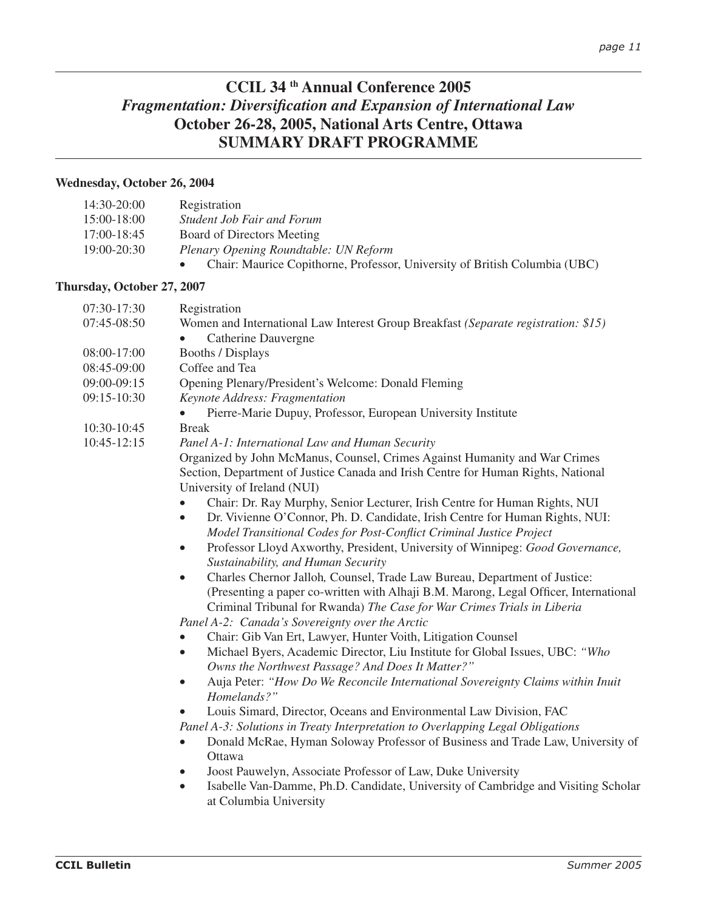# CCIL 34th Annual Conference 2005
## *Fragmentation: Diversification and Expansion of International Law*
## October 26-28, 2005, National Arts Centre, Ottawa
## SUMMARY DRAFT PROGRAMME

**Wednesday, October 26, 2004**

| | |
|---|---|
| 14:30-20:00 | Registration |
| 15:00-18:00 | *Student Job Fair and Forum* |
| 17:00-18:45 | Board of Directors Meeting |
| 19:00-20:30 | *Plenary Opening Roundtable: UN Reform* <br> • Chair: Maurice Copithorne, Professor, University of British Columbia (UBC) |

**Thursday, October 27, 2007**

| | |
|---|---|
| 07:30-17:30 | Registration |
| 07:45-08:50 | Women and International Law Interest Group Breakfast *(Separate registration: $15)* <br> • Catherine Dauvergne |
| 08:00-17:00 | Booths / Displays |
| 08:45-09:00 | Coffee and Tea |
| 09:00-09:15 | Opening Plenary/President's Welcome: Donald Fleming |
| 09:15-10:30 | *Keynote Address: Fragmentation* <br> • Pierre-Marie Dupuy, Professor, European University Institute |
| 10:30-10:45 | Break |
| 10:45-12:15 | *Panel A-1: International Law and Human Security* <br> Organized by John McManus, Counsel, Crimes Against Humanity and War Crimes Section, Department of Justice Canada and Irish Centre for Human Rights, National University of Ireland (NUI) <br> • Chair: Dr. Ray Murphy, Senior Lecturer, Irish Centre for Human Rights, NUI <br> • Dr. Vivienne O'Connor, Ph. D. Candidate, Irish Centre for Human Rights, NUI: *Model Transitional Codes for Post-Conflict Criminal Justice Project* <br> • Professor Lloyd Axworthy, President, University of Winnipeg: *Good Governance, Sustainability, and Human Security* <br> • Charles Chernor Jalloh*,* Counsel, Trade Law Bureau, Department of Justice: (Presenting a paper co-written with Alhaji B.M. Marong, Legal Officer, International Criminal Tribunal for Rwanda) *The Case for War Crimes Trials in Liberia* <br> *Panel A-2: Canada's Sovereignty over the Arctic* <br> • Chair: Gib Van Ert, Lawyer, Hunter Voith, Litigation Counsel <br> • Michael Byers, Academic Director, Liu Institute for Global Issues, UBC: *"Who Owns the Northwest Passage? And Does It Matter?"* <br> • Auja Peter: *"How Do We Reconcile International Sovereignty Claims within Inuit Homelands?"* <br> • Louis Simard, Director, Oceans and Environmental Law Division, FAC <br> *Panel A-3: Solutions in Treaty Interpretation to Overlapping Legal Obligations* <br> • Donald McRae, Hyman Soloway Professor of Business and Trade Law, University of Ottawa <br> • Joost Pauwelyn, Associate Professor of Law, Duke University <br> • Isabelle Van-Damme, Ph.D. Candidate, University of Cambridge and Visiting Scholar at Columbia University |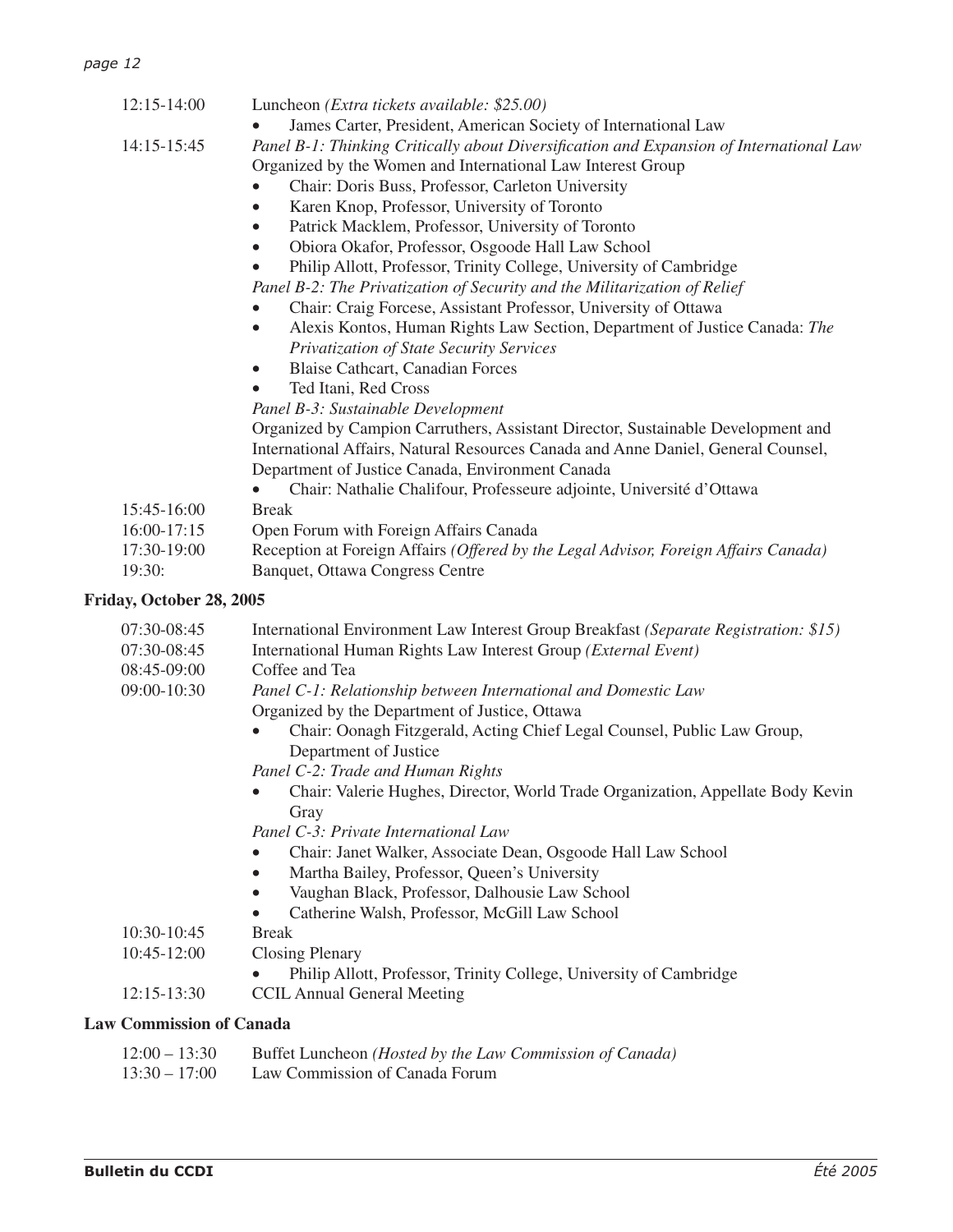12:15-14:00 Luncheon *(Extra tickets available: $25.00)*

- James Carter, President, American Society of International Law

14:15-15:45 *Panel B-1: Thinking Critically about Diversification and Expansion of International Law*

Organized by the Women and International Law Interest Group

- Chair: Doris Buss, Professor, Carleton University
- Karen Knop, Professor, University of Toronto
- Patrick Macklem, Professor, University of Toronto
- Obiora Okafor, Professor, Osgoode Hall Law School
- Philip Allott, Professor, Trinity College, University of Cambridge

*Panel B-2: The Privatization of Security and the Militarization of Relief*

- Chair: Craig Forcese, Assistant Professor, University of Ottawa
- Alexis Kontos, Human Rights Law Section, Department of Justice Canada: *The Privatization of State Security Services*
- Blaise Cathcart, Canadian Forces
- Ted Itani, Red Cross

*Panel B-3: Sustainable Development*

Organized by Campion Carruthers, Assistant Director, Sustainable Development and International Affairs, Natural Resources Canada and Anne Daniel, General Counsel, Department of Justice Canada, Environment Canada

- Chair: Nathalie Chalifour, Professeure adjointe, Université d'Ottawa

15:45-16:00 Break

16:00-17:15 Open Forum with Foreign Affairs Canada

17:30-19:00 Reception at Foreign Affairs *(Offered by the Legal Advisor, Foreign Affairs Canada)*

19:30: Banquet, Ottawa Congress Centre

**Friday, October 28, 2005**

07:30-08:45 International Environment Law Interest Group Breakfast *(Separate Registration: $15)*

07:30-08:45 International Human Rights Law Interest Group *(External Event)*

08:45-09:00 Coffee and Tea

09:00-10:30 *Panel C-1: Relationship between International and Domestic Law*

Organized by the Department of Justice, Ottawa

- Chair: Oonagh Fitzgerald, Acting Chief Legal Counsel, Public Law Group, Department of Justice

*Panel C-2: Trade and Human Rights*

- Chair: Valerie Hughes, Director, World Trade Organization, Appellate Body Kevin Gray

*Panel C-3: Private International Law*

- Chair: Janet Walker, Associate Dean, Osgoode Hall Law School
- Martha Bailey, Professor, Queen's University
- Vaughan Black, Professor, Dalhousie Law School
- Catherine Walsh, Professor, McGill Law School

10:30-10:45 Break

10:45-12:00 Closing Plenary

- Philip Allott, Professor, Trinity College, University of Cambridge

12:15-13:30 CCIL Annual General Meeting

**Law Commission of Canada**

12:00 – 13:30 Buffet Luncheon *(Hosted by the Law Commission of Canada)*

13:30 – 17:00 Law Commission of Canada Forum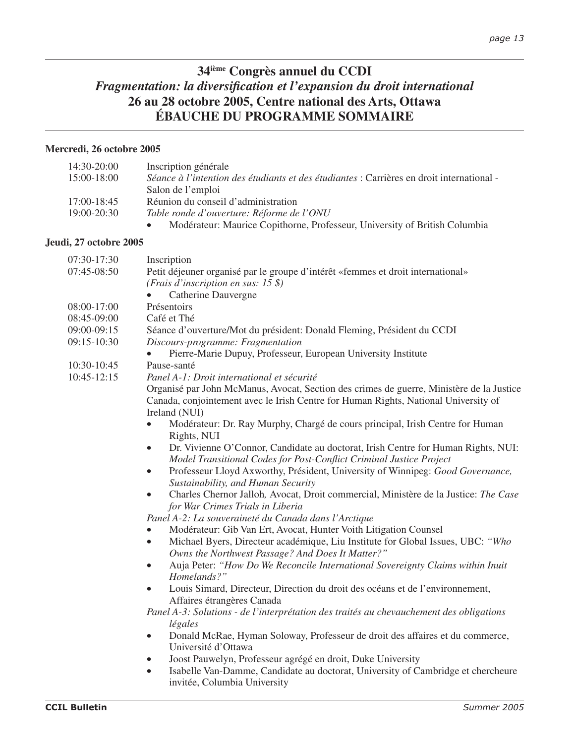# 34ième Congrès annuel du CCDI
## *Fragmentation: la diversification et l'expansion du droit international*
## 26 au 28 octobre 2005, Centre national des Arts, Ottawa
## ÉBAUCHE DU PROGRAMME SOMMAIRE

**Mercredi, 26 octobre 2005**

14:30-20:00 Inscription générale

15:00-18:00 *Séance à l'intention des étudiants et des étudiantes* : Carrières en droit international - Salon de l'emploi

17:00-18:45 Réunion du conseil d'administration

19:00-20:30 *Table ronde d'ouverture: Réforme de l'ONU*

- Modérateur: Maurice Copithorne, Professeur, University of British Columbia

**Jeudi, 27 octobre 2005**

07:30-17:30 Inscription

07:45-08:50 Petit déjeuner organisé par le groupe d'intérêt «femmes et droit international» *(Frais d'inscription en sus: 15 $)*

- Catherine Dauvergne

08:00-17:00 Présentoirs

08:45-09:00 Café et Thé

09:00-09:15 Séance d'ouverture/Mot du président: Donald Fleming, Président du CCDI

09:15-10:30 *Discours-programme: Fragmentation*

- Pierre-Marie Dupuy, Professeur, European University Institute

10:30-10:45 Pause-santé

10:45-12:15 *Panel A-1: Droit international et sécurité*

Organisé par John McManus, Avocat, Section des crimes de guerre, Ministère de la Justice Canada, conjointement avec le Irish Centre for Human Rights, National University of Ireland (NUI)

- Modérateur: Dr. Ray Murphy, Chargé de cours principal, Irish Centre for Human Rights, NUI
- Dr. Vivienne O'Connor, Candidate au doctorat, Irish Centre for Human Rights, NUI: *Model Transitional Codes for Post-Conflict Criminal Justice Project*
- Professeur Lloyd Axworthy, Président, University of Winnipeg: *Good Governance, Sustainability, and Human Security*
- Charles Chernor Jalloh*,* Avocat, Droit commercial, Ministère de la Justice: *The Case for War Crimes Trials in Liberia*

*Panel A-2: La souveraineté du Canada dans l'Arctique*

- Modérateur: Gib Van Ert, Avocat, Hunter Voith Litigation Counsel
- Michael Byers, Directeur académique, Liu Institute for Global Issues, UBC: *"Who Owns the Northwest Passage? And Does It Matter?"*
- Auja Peter: *"How Do We Reconcile International Sovereignty Claims within Inuit Homelands?"*
- Louis Simard, Directeur, Direction du droit des océans et de l'environnement, Affaires étrangères Canada

*Panel A-3: Solutions - de l'interprétation des traités au chevauchement des obligations légales*

- Donald McRae, Hyman Soloway, Professeur de droit des affaires et du commerce, Université d'Ottawa
- Joost Pauwelyn, Professeur agrégé en droit, Duke University
- Isabelle Van-Damme, Candidate au doctorat, University of Cambridge et chercheure invitée, Columbia University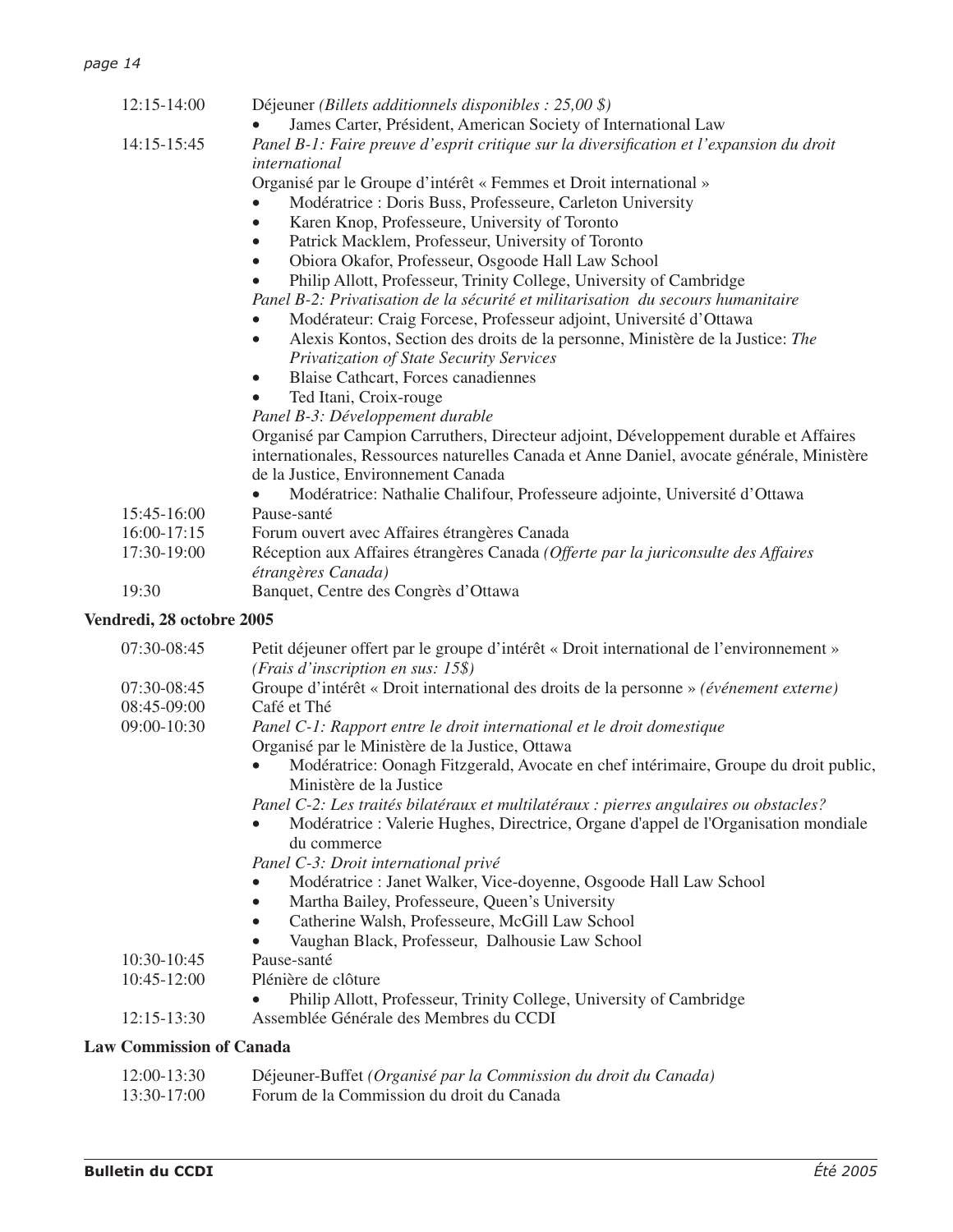12:15-14:00 Déjeuner *(Billets additionnels disponibles : 25,00 $)*

- James Carter, Président, American Society of International Law

14:15-15:45 *Panel B-1: Faire preuve d'esprit critique sur la diversification et l'expansion du droit international*

Organisé par le Groupe d'intérêt « Femmes et Droit international »

- Modératrice : Doris Buss, Professeure, Carleton University
- Karen Knop, Professeure, University of Toronto
- Patrick Macklem, Professeur, University of Toronto
- Obiora Okafor, Professeur, Osgoode Hall Law School
- Philip Allott, Professeur, Trinity College, University of Cambridge

*Panel B-2: Privatisation de la sécurité et militarisation du secours humanitaire*

- Modérateur: Craig Forcese, Professeur adjoint, Université d'Ottawa
- Alexis Kontos, Section des droits de la personne, Ministère de la Justice: *The Privatization of State Security Services*
- Blaise Cathcart, Forces canadiennes
- Ted Itani, Croix-rouge

*Panel B-3: Développement durable*

Organisé par Campion Carruthers, Directeur adjoint, Développement durable et Affaires internationales, Ressources naturelles Canada et Anne Daniel, avocate générale, Ministère de la Justice, Environnement Canada

- Modératrice: Nathalie Chalifour, Professeure adjointe, Université d'Ottawa

15:45-16:00 Pause-santé

16:00-17:15 Forum ouvert avec Affaires étrangères Canada

17:30-19:00 Réception aux Affaires étrangères Canada *(Offerte par la juriconsulte des Affaires étrangères Canada)*

19:30 Banquet, Centre des Congrès d'Ottawa

**Vendredi, 28 octobre 2005**

07:30-08:45 Petit déjeuner offert par le groupe d'intérêt « Droit international de l'environnement » *(Frais d'inscription en sus: 15$)*

07:30-08:45 Groupe d'intérêt « Droit international des droits de la personne » *(événement externe)*

08:45-09:00 Café et Thé

09:00-10:30 *Panel C-1: Rapport entre le droit international et le droit domestique*

Organisé par le Ministère de la Justice, Ottawa

- Modératrice: Oonagh Fitzgerald, Avocate en chef intérimaire, Groupe du droit public, Ministère de la Justice

*Panel C-2: Les traités bilatéraux et multilatéraux : pierres angulaires ou obstacles?*

- Modératrice : Valerie Hughes, Directrice, Organe d'appel de l'Organisation mondiale du commerce

*Panel C-3: Droit international privé*

- Modératrice : Janet Walker, Vice-doyenne, Osgoode Hall Law School
- Martha Bailey, Professeure, Queen's University
- Catherine Walsh, Professeure, McGill Law School
- Vaughan Black, Professeur, Dalhousie Law School

10:30-10:45 Pause-santé

10:45-12:00 Plénière de clôture

- Philip Allott, Professeur, Trinity College, University of Cambridge

12:15-13:30 Assemblée Générale des Membres du CCDI

**Law Commission of Canada**

12:00-13:30 Déjeuner-Buffet *(Organisé par la Commission du droit du Canada)*

13:30-17:00 Forum de la Commission du droit du Canada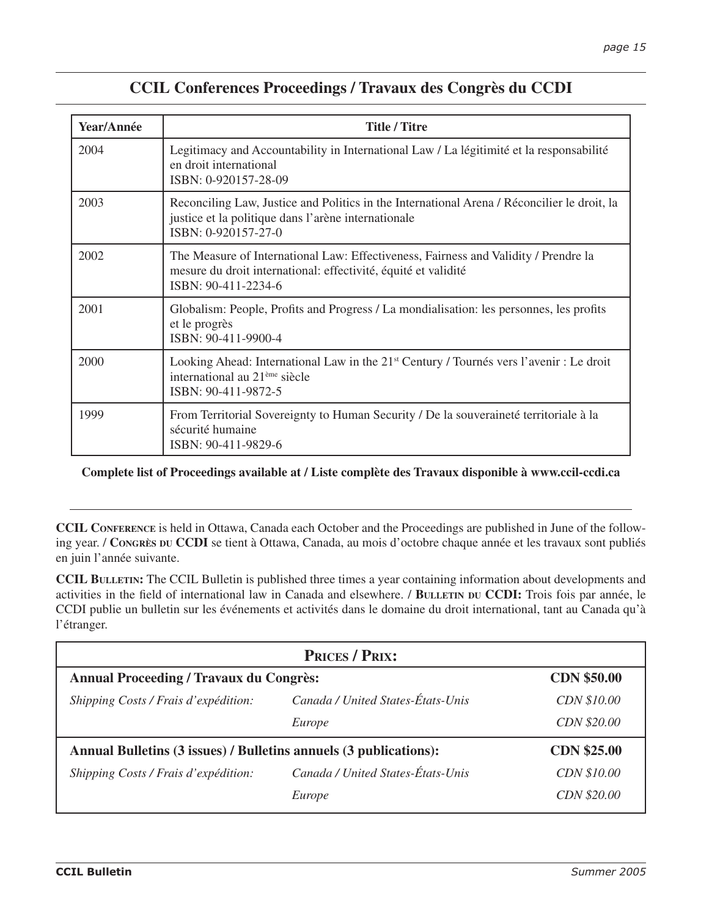## CCIL Conferences Proceedings / Travaux des Congrès du CCDI

| Year/Année | Title / Titre |
|---|---|
| 2004 | Legitimacy and Accountability in International Law / La légitimité et la responsabilité en droit international<br>ISBN: 0-920157-28-09 |
| 2003 | Reconciling Law, Justice and Politics in the International Arena / Réconcilier le droit, la justice et la politique dans l'arène internationale<br>ISBN: 0-920157-27-0 |
| 2002 | The Measure of International Law: Effectiveness, Fairness and Validity / Prendre la mesure du droit international: effectivité, équité et validité<br>ISBN: 90-411-2234-6 |
| 2001 | Globalism: People, Profits and Progress / La mondialisation: les personnes, les profits et le progrès<br>ISBN: 90-411-9900-4 |
| 2000 | Looking Ahead: International Law in the 21st Century / Tournés vers l'avenir : Le droit international au 21ème siècle<br>ISBN: 90-411-9872-5 |
| 1999 | From Territorial Sovereignty to Human Security / De la souveraineté territoriale à la sécurité humaine<br>ISBN: 90-411-9829-6 |

**Complete list of Proceedings available at / Liste complète des Travaux disponible à www.ccil-ccdi.ca**

---

**CCIL Conference** is held in Ottawa, Canada each October and the Proceedings are published in June of the following year. / **Congrès du CCDI** se tient à Ottawa, Canada, au mois d'octobre chaque année et les travaux sont publiés en juin l'année suivante.

**CCIL Bulletin:** The CCIL Bulletin is published three times a year containing information about developments and activities in the field of international law in Canada and elsewhere. / **Bulletin du CCDI:** Trois fois par année, le CCDI publie un bulletin sur les événements et activités dans le domaine du droit international, tant au Canada qu'à l'étranger.

| **Prices / Prix:** | | |
|---|---|---|
| **Annual Proceeding / Travaux du Congrès:** | | **CDN $50.00** |
| *Shipping Costs / Frais d'expédition:* | *Canada / United States-États-Unis* | *CDN $10.00* |
| | *Europe* | *CDN $20.00* |
| **Annual Bulletins (3 issues) / Bulletins annuels (3 publications):** | | **CDN $25.00** |
| *Shipping Costs / Frais d'expédition:* | *Canada / United States-États-Unis* | *CDN $10.00* |
| | *Europe* | *CDN $20.00* |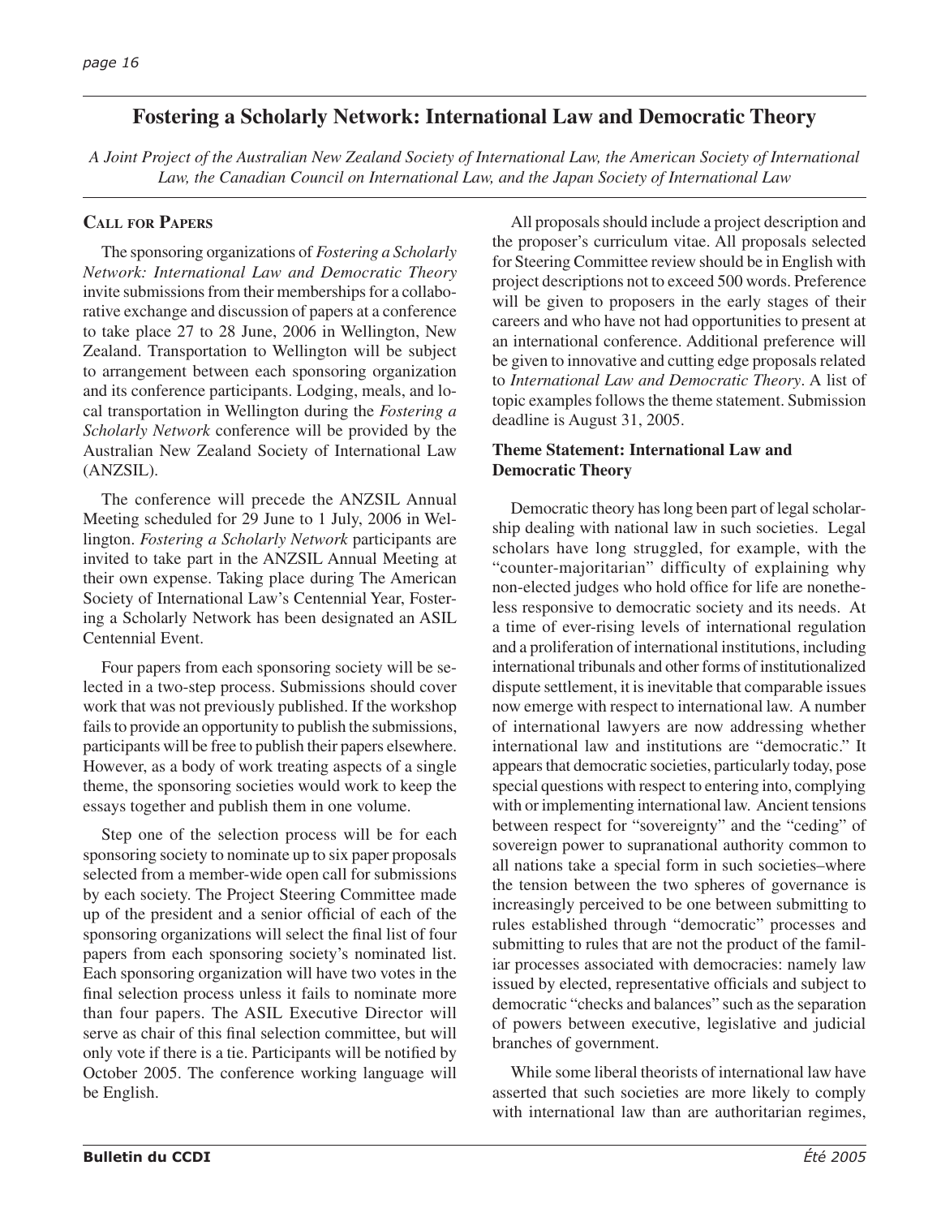## Fostering a Scholarly Network: International Law and Democratic Theory

*A Joint Project of the Australian New Zealand Society of International Law, the American Society of International Law, the Canadian Council on International Law, and the Japan Society of International Law*

### Call for Papers

The sponsoring organizations of *Fostering a Scholarly Network: International Law and Democratic Theory* invite submissions from their memberships for a collaborative exchange and discussion of papers at a conference to take place 27 to 28 June, 2006 in Wellington, New Zealand. Transportation to Wellington will be subject to arrangement between each sponsoring organization and its conference participants. Lodging, meals, and local transportation in Wellington during the *Fostering a Scholarly Network* conference will be provided by the Australian New Zealand Society of International Law (ANZSIL).

The conference will precede the ANZSIL Annual Meeting scheduled for 29 June to 1 July, 2006 in Wellington. *Fostering a Scholarly Network* participants are invited to take part in the ANZSIL Annual Meeting at their own expense. Taking place during The American Society of International Law's Centennial Year, Fostering a Scholarly Network has been designated an ASIL Centennial Event.

Four papers from each sponsoring society will be selected in a two-step process. Submissions should cover work that was not previously published. If the workshop fails to provide an opportunity to publish the submissions, participants will be free to publish their papers elsewhere. However, as a body of work treating aspects of a single theme, the sponsoring societies would work to keep the essays together and publish them in one volume.

Step one of the selection process will be for each sponsoring society to nominate up to six paper proposals selected from a member-wide open call for submissions by each society. The Project Steering Committee made up of the president and a senior official of each of the sponsoring organizations will select the final list of four papers from each sponsoring society's nominated list. Each sponsoring organization will have two votes in the final selection process unless it fails to nominate more than four papers. The ASIL Executive Director will serve as chair of this final selection committee, but will only vote if there is a tie. Participants will be notified by October 2005. The conference working language will be English.

All proposals should include a project description and the proposer's curriculum vitae. All proposals selected for Steering Committee review should be in English with project descriptions not to exceed 500 words. Preference will be given to proposers in the early stages of their careers and who have not had opportunities to present at an international conference. Additional preference will be given to innovative and cutting edge proposals related to *International Law and Democratic Theory*. A list of topic examples follows the theme statement. Submission deadline is August 31, 2005.

#### Theme Statement: International Law and Democratic Theory

Democratic theory has long been part of legal scholarship dealing with national law in such societies. Legal scholars have long struggled, for example, with the "counter-majoritarian" difficulty of explaining why non-elected judges who hold office for life are nonetheless responsive to democratic society and its needs. At a time of ever-rising levels of international regulation and a proliferation of international institutions, including international tribunals and other forms of institutionalized dispute settlement, it is inevitable that comparable issues now emerge with respect to international law. A number of international lawyers are now addressing whether international law and institutions are "democratic." It appears that democratic societies, particularly today, pose special questions with respect to entering into, complying with or implementing international law. Ancient tensions between respect for "sovereignty" and the "ceding" of sovereign power to supranational authority common to all nations take a special form in such societies–where the tension between the two spheres of governance is increasingly perceived to be one between submitting to rules established through "democratic" processes and submitting to rules that are not the product of the familiar processes associated with democracies: namely law issued by elected, representative officials and subject to democratic "checks and balances" such as the separation of powers between executive, legislative and judicial branches of government.

While some liberal theorists of international law have asserted that such societies are more likely to comply with international law than are authoritarian regimes,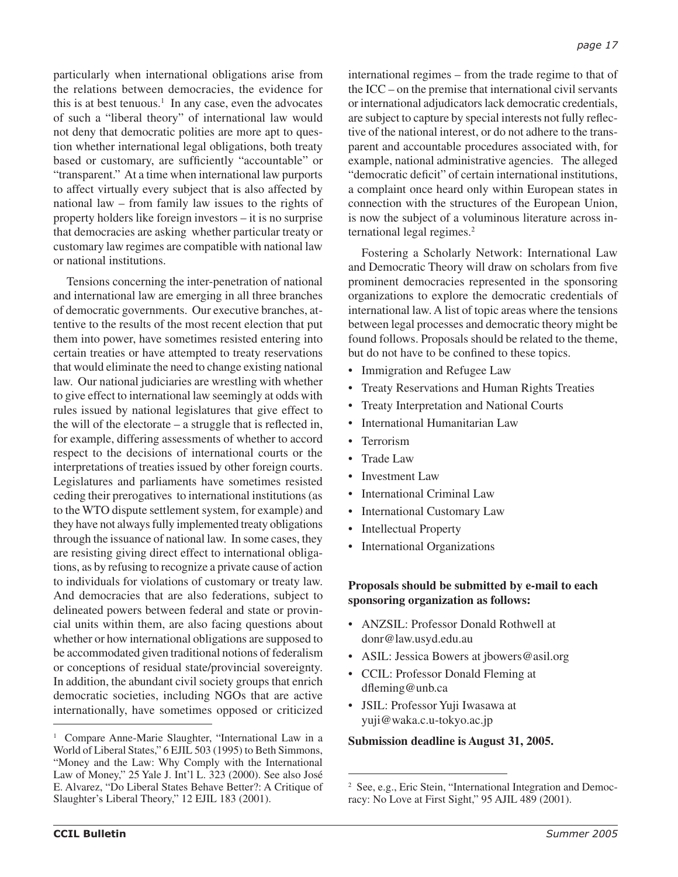particularly when international obligations arise from the relations between democracies, the evidence for this is at best tenuous.[1] In any case, even the advocates of such a "liberal theory" of international law would not deny that democratic polities are more apt to question whether international legal obligations, both treaty based or customary, are sufficiently "accountable" or "transparent." At a time when international law purports to affect virtually every subject that is also affected by national law – from family law issues to the rights of property holders like foreign investors – it is no surprise that democracies are asking whether particular treaty or customary law regimes are compatible with national law or national institutions.

Tensions concerning the inter-penetration of national and international law are emerging in all three branches of democratic governments. Our executive branches, attentive to the results of the most recent election that put them into power, have sometimes resisted entering into certain treaties or have attempted to treaty reservations that would eliminate the need to change existing national law. Our national judiciaries are wrestling with whether to give effect to international law seemingly at odds with rules issued by national legislatures that give effect to the will of the electorate – a struggle that is reflected in, for example, differing assessments of whether to accord respect to the decisions of international courts or the interpretations of treaties issued by other foreign courts. Legislatures and parliaments have sometimes resisted ceding their prerogatives to international institutions (as to the WTO dispute settlement system, for example) and they have not always fully implemented treaty obligations through the issuance of national law. In some cases, they are resisting giving direct effect to international obligations, as by refusing to recognize a private cause of action to individuals for violations of customary or treaty law. And democracies that are also federations, subject to delineated powers between federal and state or provincial units within them, are also facing questions about whether or how international obligations are supposed to be accommodated given traditional notions of federalism or conceptions of residual state/provincial sovereignty. In addition, the abundant civil society groups that enrich democratic societies, including NGOs that are active internationally, have sometimes opposed or criticized international regimes – from the trade regime to that of the ICC – on the premise that international civil servants or international adjudicators lack democratic credentials, are subject to capture by special interests not fully reflective of the national interest, or do not adhere to the transparent and accountable procedures associated with, for example, national administrative agencies. The alleged "democratic deficit" of certain international institutions, a complaint once heard only within European states in connection with the structures of the European Union, is now the subject of a voluminous literature across international legal regimes.[2]

Fostering a Scholarly Network: International Law and Democratic Theory will draw on scholars from five prominent democracies represented in the sponsoring organizations to explore the democratic credentials of international law. A list of topic areas where the tensions between legal processes and democratic theory might be found follows. Proposals should be related to the theme, but do not have to be confined to these topics.

- Immigration and Refugee Law
- Treaty Reservations and Human Rights Treaties
- Treaty Interpretation and National Courts
- International Humanitarian Law
- Terrorism
- Trade Law
- Investment Law
- International Criminal Law
- International Customary Law
- Intellectual Property
- International Organizations

**Proposals should be submitted by e-mail to each sponsoring organization as follows:**

- ANZSIL: Professor Donald Rothwell at donr@law.usyd.edu.au
- ASIL: Jessica Bowers at jbowers@asil.org
- CCIL: Professor Donald Fleming at dfleming@unb.ca
- JSIL: Professor Yuji Iwasawa at yuji@waka.c.u-tokyo.ac.jp

**Submission deadline is August 31, 2005.**

[1] Compare Anne-Marie Slaughter, "International Law in a World of Liberal States," 6 EJIL 503 (1995) to Beth Simmons, "Money and the Law: Why Comply with the International Law of Money," 25 Yale J. Int'l L. 323 (2000). See also José E. Alvarez, "Do Liberal States Behave Better?: A Critique of Slaughter's Liberal Theory," 12 EJIL 183 (2001).

[2] See, e.g., Eric Stein, "International Integration and Democracy: No Love at First Sight," 95 AJIL 489 (2001).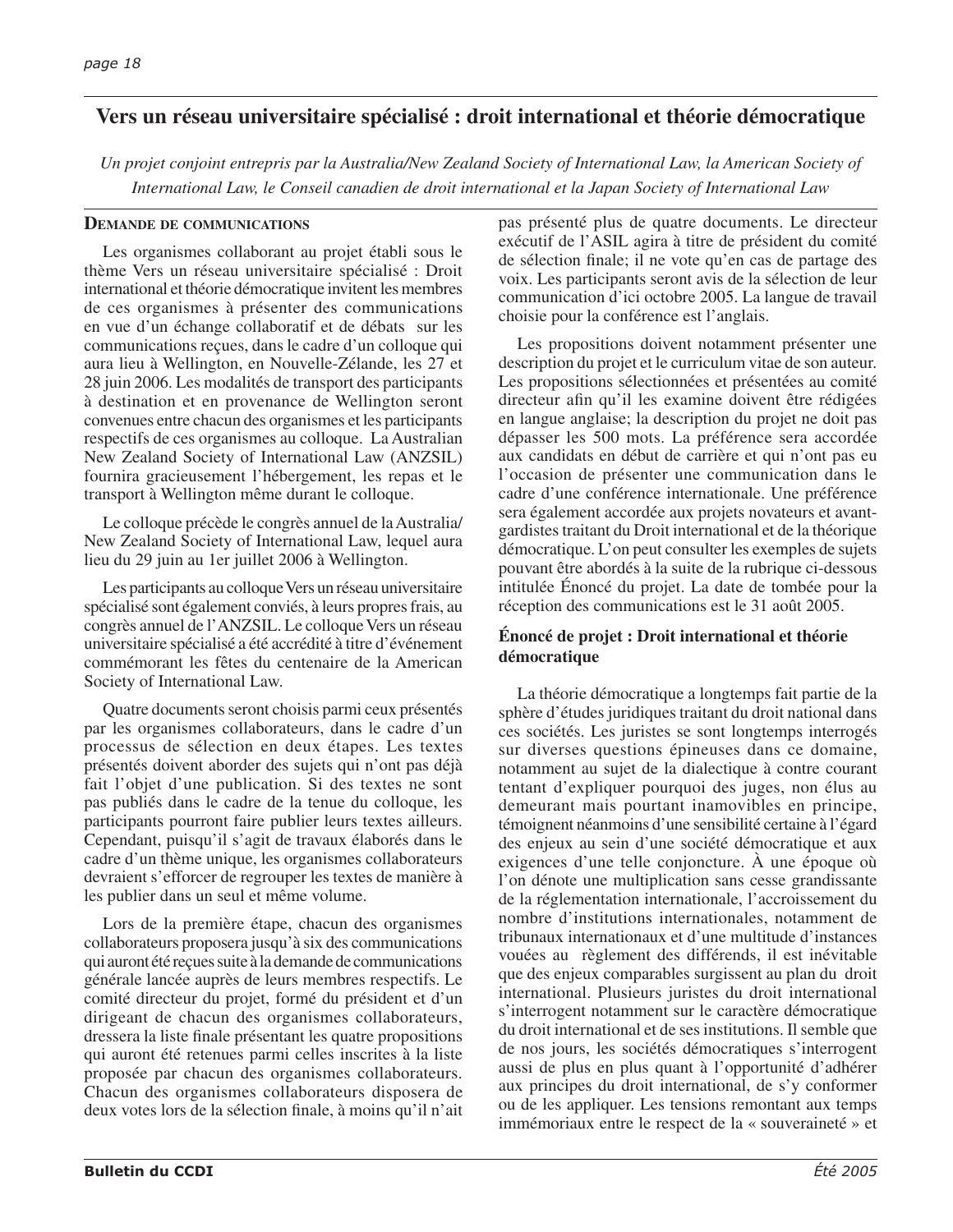# Vers un réseau universitaire spécialisé : droit international et théorie démocratique

*Un projet conjoint entrepris par la Australia/New Zealand Society of International Law, la American Society of International Law, le Conseil canadien de droit international et la Japan Society of International Law*

## Demande de communications

Les organismes collaborant au projet établi sous le thème Vers un réseau universitaire spécialisé : Droit international et théorie démocratique invitent les membres de ces organismes à présenter des communications en vue d'un échange collaboratif et de débats sur les communications reçues, dans le cadre d'un colloque qui aura lieu à Wellington, en Nouvelle-Zélande, les 27 et 28 juin 2006. Les modalités de transport des participants à destination et en provenance de Wellington seront convenues entre chacun des organismes et les participants respectifs de ces organismes au colloque. La Australian New Zealand Society of International Law (ANZSIL) fournira gracieusement l'hébergement, les repas et le transport à Wellington même durant le colloque.

Le colloque précède le congrès annuel de la Australia/New Zealand Society of International Law, lequel aura lieu du 29 juin au 1er juillet 2006 à Wellington.

Les participants au colloque Vers un réseau universitaire spécialisé sont également conviés, à leurs propres frais, au congrès annuel de l'ANZSIL. Le colloque Vers un réseau universitaire spécialisé a été accrédité à titre d'événement commémorant les fêtes du centenaire de la American Society of International Law.

Quatre documents seront choisis parmi ceux présentés par les organismes collaborateurs, dans le cadre d'un processus de sélection en deux étapes. Les textes présentés doivent aborder des sujets qui n'ont pas déjà fait l'objet d'une publication. Si des textes ne sont pas publiés dans le cadre de la tenue du colloque, les participants pourront faire publier leurs textes ailleurs. Cependant, puisqu'il s'agit de travaux élaborés dans le cadre d'un thème unique, les organismes collaborateurs devraient s'efforcer de regrouper les textes de manière à les publier dans un seul et même volume.

Lors de la première étape, chacun des organismes collaborateurs proposera jusqu'à six des communications qui auront été reçues suite à la demande de communications générale lancée auprès de leurs membres respectifs. Le comité directeur du projet, formé du président et d'un dirigeant de chacun des organismes collaborateurs, dressera la liste finale présentant les quatre propositions qui auront été retenues parmi celles inscrites à la liste proposée par chacun des organismes collaborateurs. Chacun des organismes collaborateurs disposera de deux votes lors de la sélection finale, à moins qu'il n'ait pas présenté plus de quatre documents. Le directeur exécutif de l'ASIL agira à titre de président du comité de sélection finale; il ne vote qu'en cas de partage des voix. Les participants seront avis de la sélection de leur communication d'ici octobre 2005. La langue de travail choisie pour la conférence est l'anglais.

Les propositions doivent notamment présenter une description du projet et le curriculum vitae de son auteur. Les propositions sélectionnées et présentées au comité directeur afin qu'il les examine doivent être rédigées en langue anglaise; la description du projet ne doit pas dépasser les 500 mots. La préférence sera accordée aux candidats en début de carrière et qui n'ont pas eu l'occasion de présenter une communication dans le cadre d'une conférence internationale. Une préférence sera également accordée aux projets novateurs et avant-gardistes traitant du Droit international et de la théorique démocratique. L'on peut consulter les exemples de sujets pouvant être abordés à la suite de la rubrique ci-dessous intitulée Énoncé du projet. La date de tombée pour la réception des communications est le 31 août 2005.

### Énoncé de projet : Droit international et théorie démocratique

La théorie démocratique a longtemps fait partie de la sphère d'études juridiques traitant du droit national dans ces sociétés. Les juristes se sont longtemps interrogés sur diverses questions épineuses dans ce domaine, notamment au sujet de la dialectique à contre courant tentant d'expliquer pourquoi des juges, non élus au demeurant mais pourtant inamovibles en principe, témoignent néanmoins d'une sensibilité certaine à l'égard des enjeux au sein d'une société démocratique et aux exigences d'une telle conjoncture. À une époque où l'on dénote une multiplication sans cesse grandissante de la réglementation internationale, l'accroissement du nombre d'institutions internationales, notamment de tribunaux internationaux et d'une multitude d'instances vouées au règlement des différends, il est inévitable que des enjeux comparables surgissent au plan du droit international. Plusieurs juristes du droit international s'interrogent notamment sur le caractère démocratique du droit international et de ses institutions. Il semble que de nos jours, les sociétés démocratiques s'interrogent aussi de plus en plus quant à l'opportunité d'adhérer aux principes du droit international, de s'y conformer ou de les appliquer. Les tensions remontant aux temps immémoriaux entre le respect de la « souveraineté » et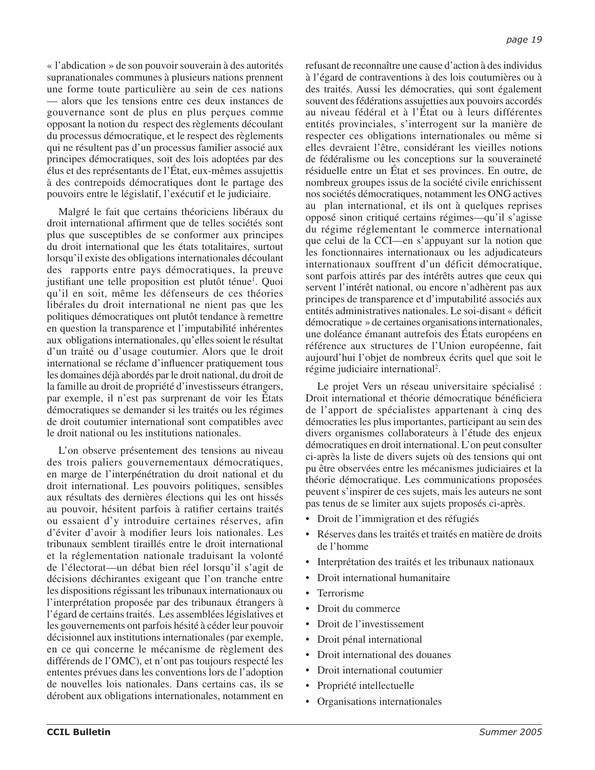« l'abdication » de son pouvoir souverain à des autorités supranationales communes à plusieurs nations prennent une forme toute particulière au sein de ces nations — alors que les tensions entre ces deux instances de gouvernance sont de plus en plus perçues comme opposant la notion du respect des règlements découlant du processus démocratique, et le respect des règlements qui ne résultent pas d'un processus familier associé aux principes démocratiques, soit des lois adoptées par des élus et des représentants de l'État, eux-mêmes assujettis à des contrepoids démocratiques dont le partage des pouvoirs entre le législatif, l'exécutif et le judiciaire.

Malgré le fait que certains théoriciens libéraux du droit international affirment que de telles sociétés sont plus que susceptibles de se conformer aux principes du droit international que les états totalitaires, surtout lorsqu'il existe des obligations internationales découlant des rapports entre pays démocratiques, la preuve justifiant une telle proposition est plutôt ténue[1]. Quoi qu'il en soit, même les défenseurs de ces théories libérales du droit international ne nient pas que les politiques démocratiques ont plutôt tendance à remettre en question la transparence et l'imputabilité inhérentes aux obligations internationales, qu'elles soient le résultat d'un traité ou d'usage coutumier. Alors que le droit international se réclame d'influencer pratiquement tous les domaines déjà abordés par le droit national, du droit de la famille au droit de propriété d'investisseurs étrangers, par exemple, il n'est pas surprenant de voir les États démocratiques se demander si les traités ou les régimes de droit coutumier international sont compatibles avec le droit national ou les institutions nationales.

L'on observe présentement des tensions au niveau des trois paliers gouvernementaux démocratiques, en marge de l'interpénétration du droit national et du droit international. Les pouvoirs politiques, sensibles aux résultats des dernières élections qui les ont hissés au pouvoir, hésitent parfois à ratifier certains traités ou essaient d'y introduire certaines réserves, afin d'éviter d'avoir à modifier leurs lois nationales. Les tribunaux semblent tiraillés entre le droit international et la réglementation nationale traduisant la volonté de l'électorat—un débat bien réel lorsqu'il s'agit de décisions déchirantes exigeant que l'on tranche entre les dispositions régissant les tribunaux internationaux ou l'interprétation proposée par des tribunaux étrangers à l'égard de certains traités. Les assemblées législatives et les gouvernements ont parfois hésité à céder leur pouvoir décisionnel aux institutions internationales (par exemple, en ce qui concerne le mécanisme de règlement des différends de l'OMC), et n'ont pas toujours respecté les ententes prévues dans les conventions lors de l'adoption de nouvelles lois nationales. Dans certains cas, ils se dérobent aux obligations internationales, notamment en refusant de reconnaître une cause d'action à des individus à l'égard de contraventions à des lois coutumières ou à des traités. Aussi les démocraties, qui sont également souvent des fédérations assujetties aux pouvoirs accordés au niveau fédéral et à l'État ou à leurs différentes entités provinciales, s'interrogent sur la manière de respecter ces obligations internationales ou même si elles devraient l'être, considérant les vieilles notions de fédéralisme ou les conceptions sur la souveraineté résiduelle entre un État et ses provinces. En outre, de nombreux groupes issus de la société civile enrichissent nos sociétés démocratiques, notamment les ONG actives au plan international, et ils ont à quelques reprises opposé sinon critiqué certains régimes—qu'il s'agisse du régime réglementant le commerce international que celui de la CCI—en s'appuyant sur la notion que les fonctionnaires internationaux ou les adjudicateurs internationaux souffrent d'un déficit démocratique, sont parfois attirés par des intérêts autres que ceux qui servent l'intérêt national, ou encore n'adhèrent pas aux principes de transparence et d'imputabilité associés aux entités administratives nationales. Le soi-disant « déficit démocratique » de certaines organisations internationales, une doléance émanant autrefois des États européens en référence aux structures de l'Union européenne, fait aujourd'hui l'objet de nombreux écrits quel que soit le régime judiciaire international[2].

Le projet Vers un réseau universitaire spécialisé : Droit international et théorie démocratique bénéficiera de l'apport de spécialistes appartenant à cinq des démocraties les plus importantes, participant au sein des divers organismes collaborateurs à l'étude des enjeux démocratiques en droit international. L'on peut consulter ci-après la liste de divers sujets où des tensions qui ont pu être observées entre les mécanismes judiciaires et la théorie démocratique. Les communications proposées peuvent s'inspirer de ces sujets, mais les auteurs ne sont pas tenus de se limiter aux sujets proposés ci-après.

- Droit de l'immigration et des réfugiés
- Réserves dans les traités et traités en matière de droits de l'homme
- Interprétation des traités et les tribunaux nationaux
- Droit international humanitaire
- Terrorisme
- Droit du commerce
- Droit de l'investissement
- Droit pénal international
- Droit international des douanes
- Droit international coutumier
- Propriété intellectuelle
- Organisations internationales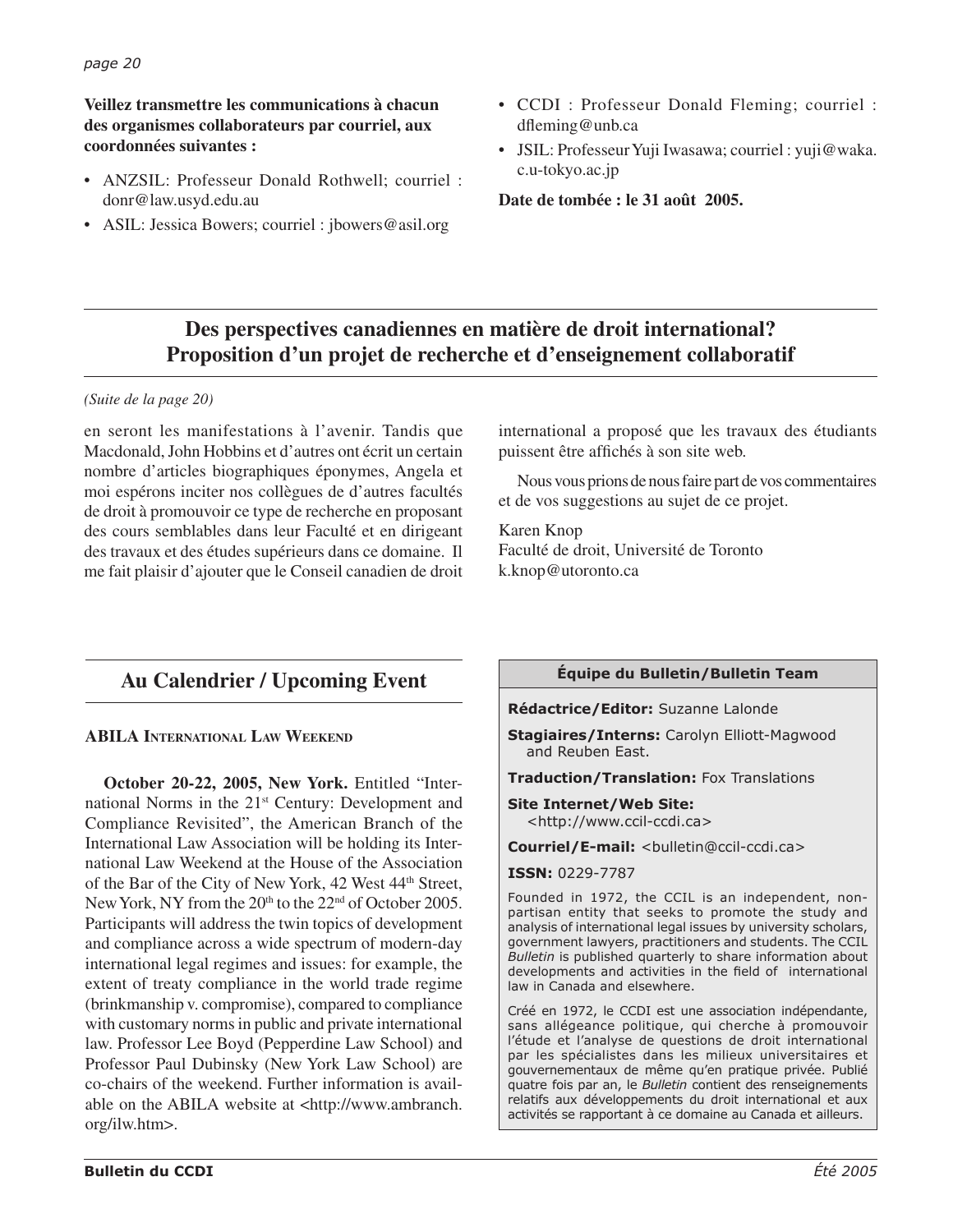**Veillez transmettre les communications à chacun des organismes collaborateurs par courriel, aux coordonnées suivantes :**

- ANZSIL: Professeur Donald Rothwell; courriel : donr@law.usyd.edu.au
- ASIL: Jessica Bowers; courriel : jbowers@asil.org
- CCDI : Professeur Donald Fleming; courriel : dfleming@unb.ca
- JSIL: Professeur Yuji Iwasawa; courriel : yuji@waka.c.u-tokyo.ac.jp

**Date de tombée : le 31 août 2005.**

## Des perspectives canadiennes en matière de droit international? Proposition d'un projet de recherche et d'enseignement collaboratif

*(Suite de la page 20)*

en seront les manifestations à l'avenir. Tandis que Macdonald, John Hobbins et d'autres ont écrit un certain nombre d'articles biographiques éponymes, Angela et moi espérons inciter nos collègues de d'autres facultés de droit à promouvoir ce type de recherche en proposant des cours semblables dans leur Faculté et en dirigeant des travaux et des études supérieurs dans ce domaine. Il me fait plaisir d'ajouter que le Conseil canadien de droit international a proposé que les travaux des étudiants puissent être affichés à son site web.

Nous vous prions de nous faire part de vos commentaires et de vos suggestions au sujet de ce projet.

Karen Knop
Faculté de droit, Université de Toronto
k.knop@utoronto.ca

## Au Calendrier / Upcoming Event

**ABILA International Law Weekend**

**October 20-22, 2005, New York.** Entitled "International Norms in the 21st Century: Development and Compliance Revisited", the American Branch of the International Law Association will be holding its International Law Weekend at the House of the Association of the Bar of the City of New York, 42 West 44th Street, New York, NY from the 20th to the 22nd of October 2005. Participants will address the twin topics of development and compliance across a wide spectrum of modern-day international legal regimes and issues: for example, the extent of treaty compliance in the world trade regime (brinkmanship v. compromise), compared to compliance with customary norms in public and private international law. Professor Lee Boyd (Pepperdine Law School) and Professor Paul Dubinsky (New York Law School) are co-chairs of the weekend. Further information is available on the ABILA website at <http://www.ambranch.org/ilw.htm>.

**Équipe du Bulletin/Bulletin Team**

**Rédactrice/Editor:** Suzanne Lalonde

**Stagiaires/Interns:** Carolyn Elliott-Magwood and Reuben East.

**Traduction/Translation:** Fox Translations

**Site Internet/Web Site:** <http://www.ccil-ccdi.ca>

**Courriel/E-mail:** <bulletin@ccil-ccdi.ca>

**ISSN:** 0229-7787

Founded in 1972, the CCIL is an independent, non-partisan entity that seeks to promote the study and analysis of international legal issues by university scholars, government lawyers, practitioners and students. The CCIL *Bulletin* is published quarterly to share information about developments and activities in the field of international law in Canada and elsewhere.

Créé en 1972, le CCDI est une association indépendante, sans allégeance politique, qui cherche à promouvoir l'étude et l'analyse de questions de droit international par les spécialistes dans les milieux universitaires et gouvernementaux de même qu'en pratique privée. Publié quatre fois par an, le *Bulletin* contient des renseignements relatifs aux développements du droit international et aux activités se rapportant à ce domaine au Canada et ailleurs.